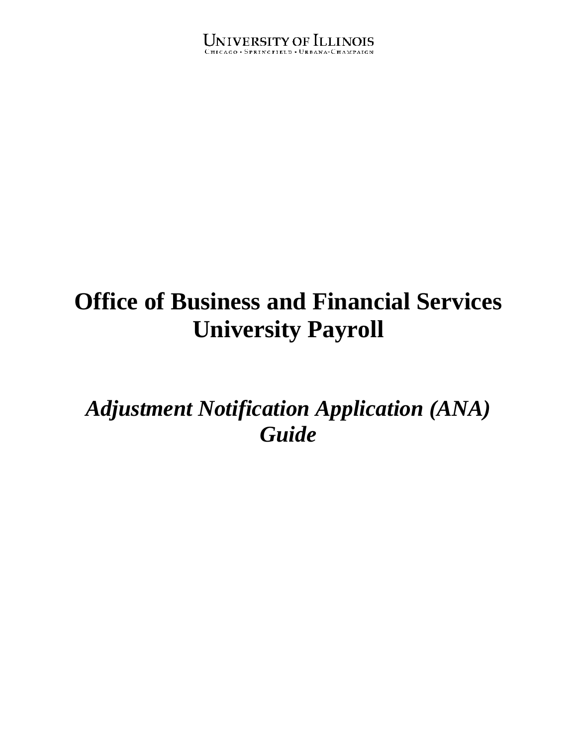UNIVERSITY OF ILLINOIS
CHICAGO • SPRINGFIELD • URBANA-CHAMPAIGN

# Office of Business and Financial Services
# University Payroll

## *Adjustment Notification Application (ANA) Guide*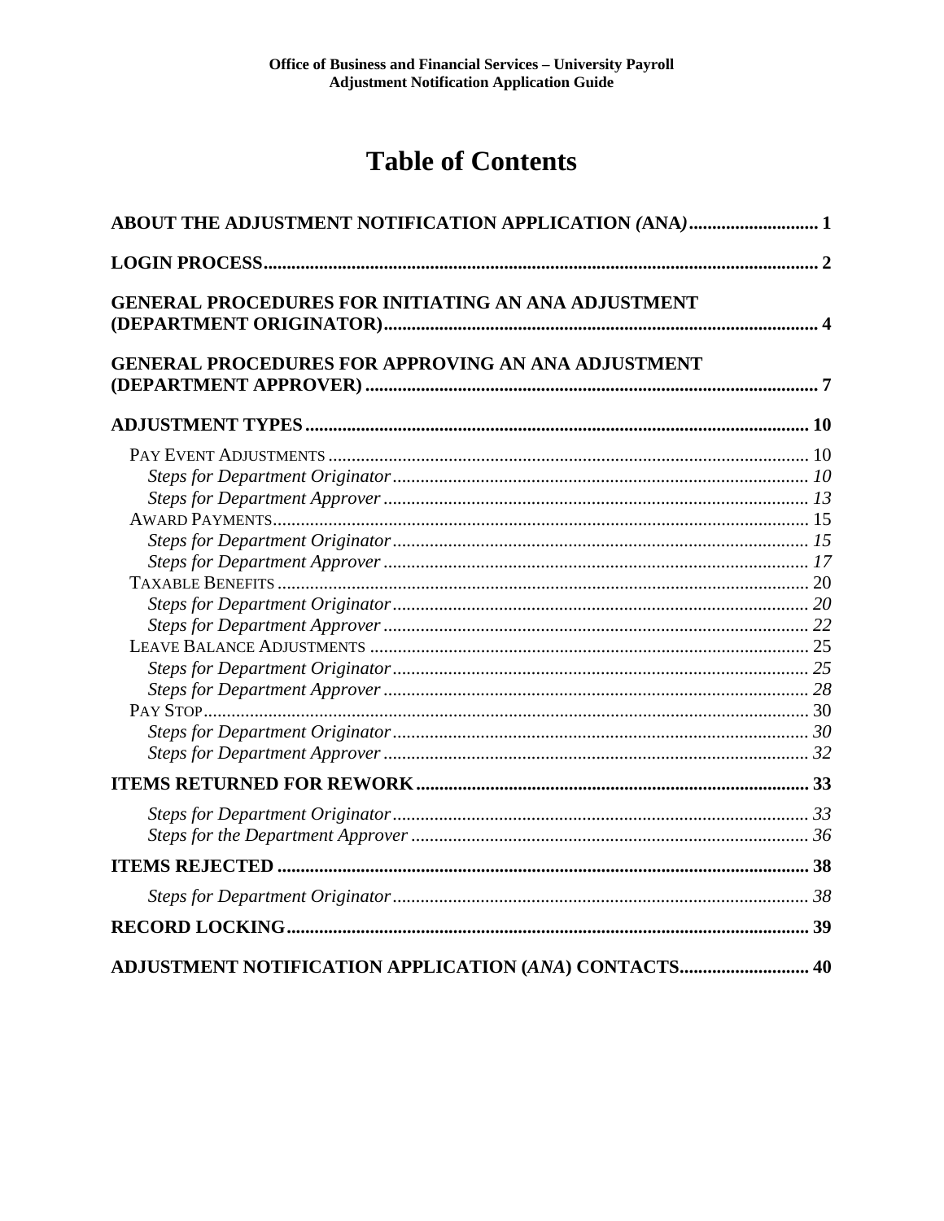# Table of Contents

**ABOUT THE ADJUSTMENT NOTIFICATION APPLICATION *(*ANA*)*** ............................ 1

**LOGIN PROCESS** ............................ 2

**GENERAL PROCEDURES FOR INITIATING AN ANA ADJUSTMENT (DEPARTMENT ORIGINATOR)** ............................ 4

**GENERAL PROCEDURES FOR APPROVING AN ANA ADJUSTMENT (DEPARTMENT APPROVER)** ............................ 7

**ADJUSTMENT TYPES** ............................ 10

- PAY EVENT ADJUSTMENTS ............................ 10
  - *Steps for Department Originator* ............................ *10*
  - *Steps for Department Approver* ............................ *13*
- AWARD PAYMENTS ............................ 15
  - *Steps for Department Originator* ............................ *15*
  - *Steps for Department Approver* ............................ *17*
- TAXABLE BENEFITS ............................ 20
  - *Steps for Department Originator* ............................ *20*
  - *Steps for Department Approver* ............................ *22*
- LEAVE BALANCE ADJUSTMENTS ............................ 25
  - *Steps for Department Originator* ............................ *25*
  - *Steps for Department Approver* ............................ *28*
- PAY STOP ............................ 30
  - *Steps for Department Originator* ............................ *30*
  - *Steps for Department Approver* ............................ *32*

**ITEMS RETURNED FOR REWORK** ............................ 33

- *Steps for Department Originator* ............................ *33*
- *Steps for the Department Approver* ............................ *36*

**ITEMS REJECTED** ............................ 38

- *Steps for Department Originator* ............................ *38*

**RECORD LOCKING** ............................ 39

**ADJUSTMENT NOTIFICATION APPLICATION (*ANA*) CONTACTS** ............................ 40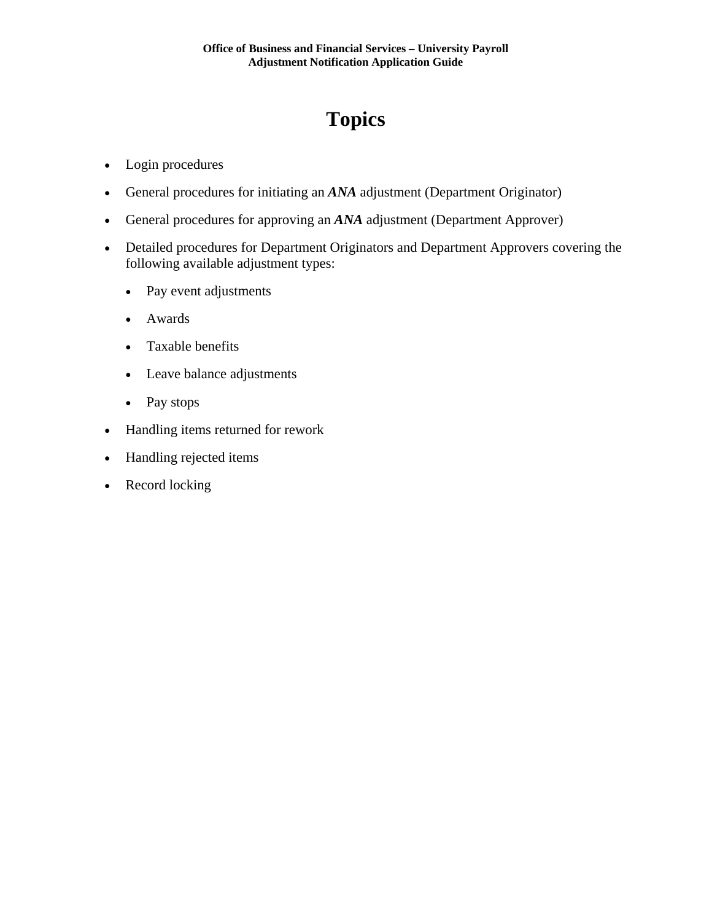# Topics

- Login procedures
- General procedures for initiating an ***ANA*** adjustment (Department Originator)
- General procedures for approving an ***ANA*** adjustment (Department Approver)
- Detailed procedures for Department Originators and Department Approvers covering the following available adjustment types:
  - Pay event adjustments
  - Awards
  - Taxable benefits
  - Leave balance adjustments
  - Pay stops
- Handling items returned for rework
- Handling rejected items
- Record locking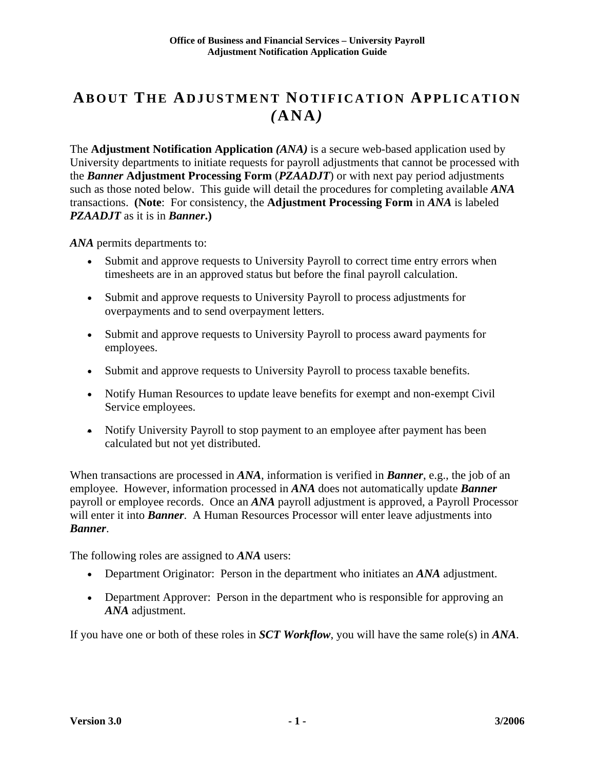# About The Adjustment Notification Application *(*ANA*)*

The **Adjustment Notification Application** ***(ANA)*** is a secure web-based application used by University departments to initiate requests for payroll adjustments that cannot be processed with the ***Banner*** **Adjustment Processing Form** (***PZAADJT***) or with next pay period adjustments such as those noted below. This guide will detail the procedures for completing available ***ANA*** transactions. **(Note**: For consistency, the **Adjustment Processing Form** in ***ANA*** is labeled ***PZAADJT*** as it is in ***Banner*****.)**

***ANA*** permits departments to:

- Submit and approve requests to University Payroll to correct time entry errors when timesheets are in an approved status but before the final payroll calculation.
- Submit and approve requests to University Payroll to process adjustments for overpayments and to send overpayment letters.
- Submit and approve requests to University Payroll to process award payments for employees.
- Submit and approve requests to University Payroll to process taxable benefits.
- Notify Human Resources to update leave benefits for exempt and non-exempt Civil Service employees.
- Notify University Payroll to stop payment to an employee after payment has been calculated but not yet distributed.

When transactions are processed in ***ANA***, information is verified in ***Banner***, e.g., the job of an employee. However, information processed in ***ANA*** does not automatically update ***Banner*** payroll or employee records. Once an ***ANA*** payroll adjustment is approved, a Payroll Processor will enter it into ***Banner***. A Human Resources Processor will enter leave adjustments into ***Banner***.

The following roles are assigned to ***ANA*** users:

- Department Originator: Person in the department who initiates an ***ANA*** adjustment.
- Department Approver: Person in the department who is responsible for approving an ***ANA*** adjustment.

If you have one or both of these roles in ***SCT Workflow***, you will have the same role(s) in ***ANA***.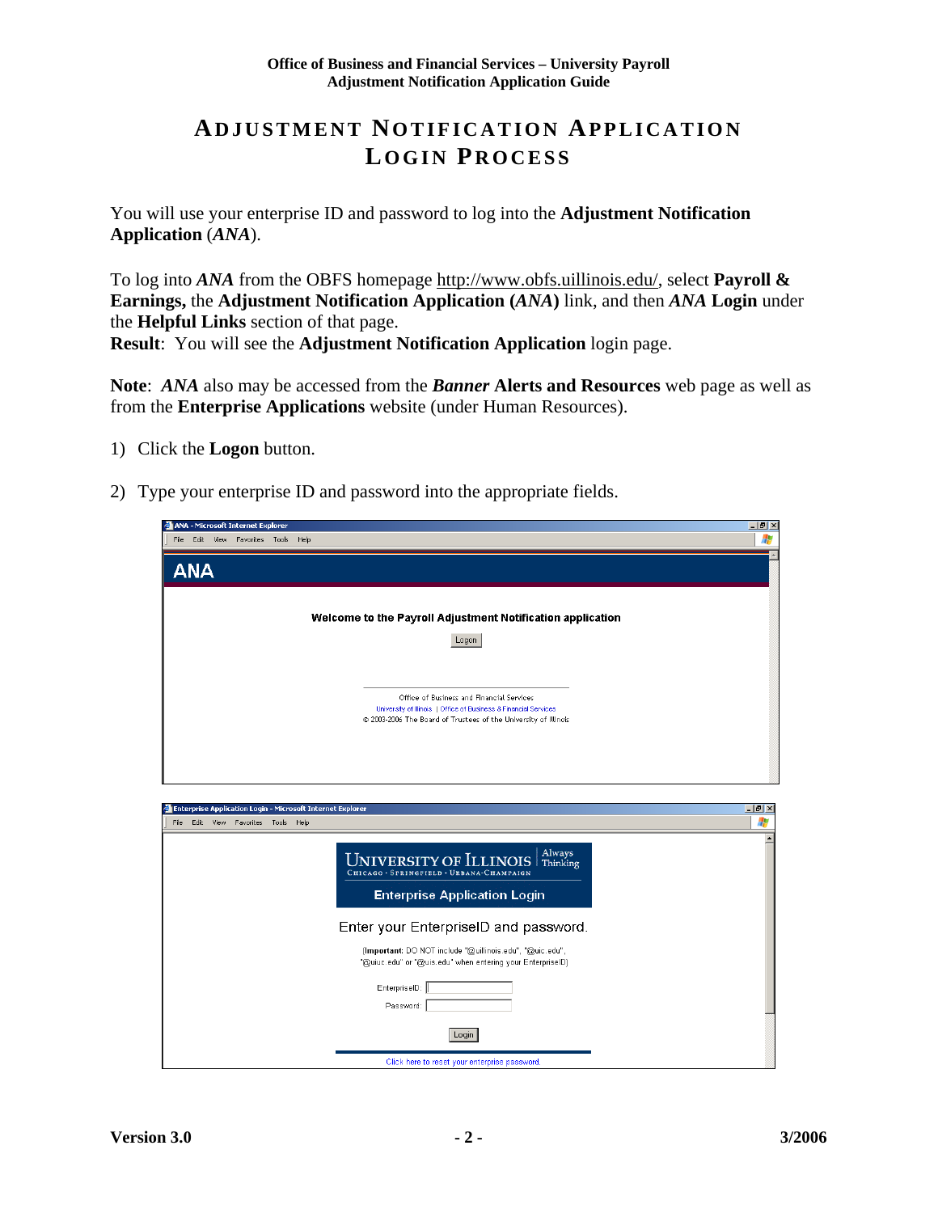# ADJUSTMENT NOTIFICATION APPLICATION LOGIN PROCESS

You will use your enterprise ID and password to log into the **Adjustment Notification Application** (***ANA***).

To log into ***ANA*** from the OBFS homepage http://www.obfs.uillinois.edu/, select **Payroll & Earnings,** the **Adjustment Notification Application (*ANA*)** link, and then ***ANA* Login** under the **Helpful Links** section of that page.
**Result**: You will see the **Adjustment Notification Application** login page.

**Note**: ***ANA*** also may be accessed from the ***Banner* Alerts and Resources** web page as well as from the **Enterprise Applications** website (under Human Resources).

1) Click the **Logon** button.

2) Type your enterprise ID and password into the appropriate fields.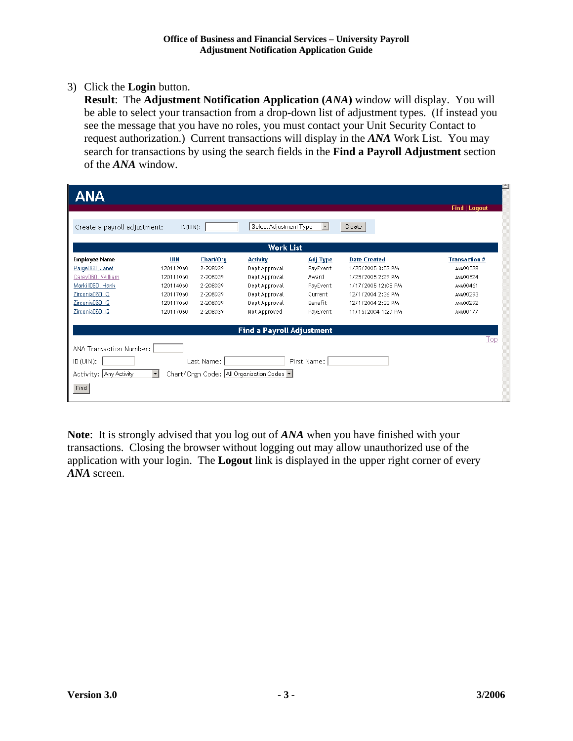3) Click the **Login** button.
   **Result**: The **Adjustment Notification Application (*ANA*)** window will display. You will be able to select your transaction from a drop-down list of adjustment types. (If instead you see the message that you have no roles, you must contact your Unit Security Contact to request authorization.) Current transactions will display in the ***ANA*** Work List. You may search for transactions by using the search fields in the **Find a Payroll Adjustment** section of the ***ANA*** window.

ANA

Find | Logout

Create a payroll adjustment: ID(UIN): [ ] [Select Adjustment Type] [Create]

**Work List**

| Employee Name | UIN | Chart/Org | Activity | Adj Type | Date Created | Transaction # |
|---|---|---|---|---|---|---|
| Paige060, Janet | 120112060 | 2-208039 | Dept Approval | PayEvent | 1/25/2005 3:52 PM | ANA00528 |
| Carey060, William | 120111060 | 2-208039 | Dept Approval | Award | 1/25/2005 2:29 PM | ANA00524 |
| Markill060, Hank | 120114060 | 2-208039 | Dept Approval | PayEvent | 1/17/2005 12:05 PM | ANA00461 |
| Zirconia060, G | 120117060 | 2-208039 | Dept Approval | Current | 12/1/2004 2:36 PM | ANA00293 |
| Zirconia060, G | 120117060 | 2-208039 | Dept Approval | Benefit | 12/1/2004 2:33 PM | ANA00292 |
| Zirconia060, G | 120117060 | 2-208039 | Not Approved | PayEvent | 11/15/2004 1:20 PM | ANA00177 |

**Find a Payroll Adjustment**

Top

ANA Transaction Number: [ ]

ID (UIN): [ ] Last Name: [ ] First Name: [ ]

Activity: [Any Activity] Chart/Orgn Code: [All Organization Codes]

[Find]

**Note**: It is strongly advised that you log out of ***ANA*** when you have finished with your transactions. Closing the browser without logging out may allow unauthorized use of the application with your login. The **Logout** link is displayed in the upper right corner of every ***ANA*** screen.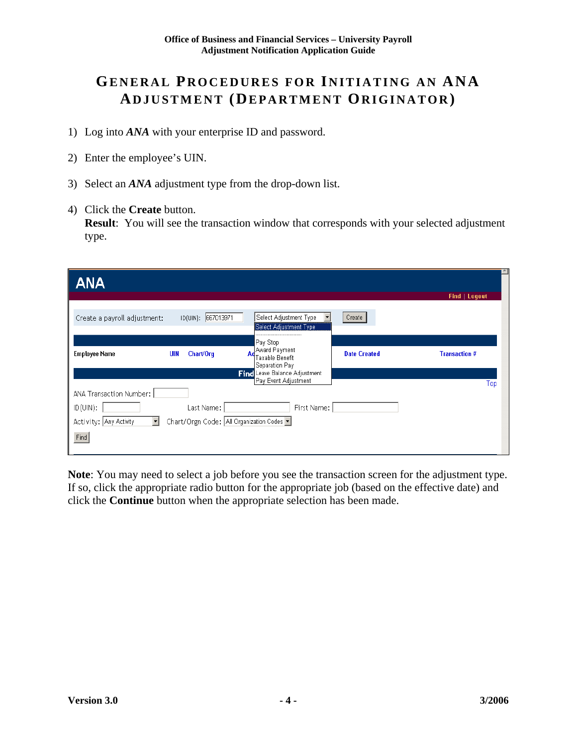# General Procedures for Initiating an ANA Adjustment (Department Originator)

1) Log into ***ANA*** with your enterprise ID and password.

2) Enter the employee's UIN.

3) Select an ***ANA*** adjustment type from the drop-down list.

4) Click the **Create** button.
   **Result**: You will see the transaction window that corresponds with your selected adjustment type.

**Note**: You may need to select a job before you see the transaction screen for the adjustment type. If so, click the appropriate radio button for the appropriate job (based on the effective date) and click the **Continue** button when the appropriate selection has been made.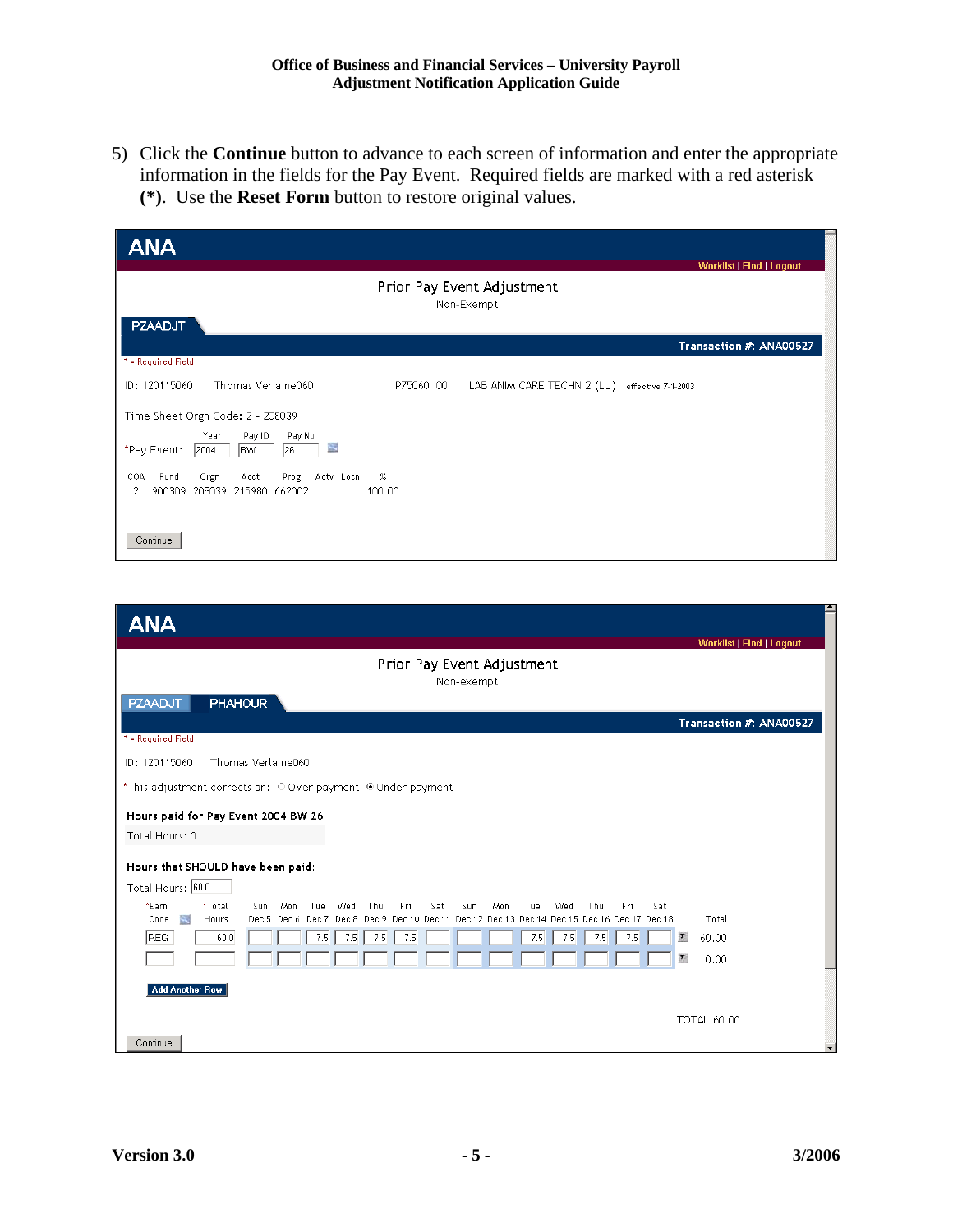5) Click the **Continue** button to advance to each screen of information and enter the appropriate information in the fields for the Pay Event. Required fields are marked with a red asterisk **(*)**. Use the **Reset Form** button to restore original values.

**ANA**

Worklist | Find | Logout

Prior Pay Event Adjustment
Non-Exempt

PZAADJT

Transaction #: ANA00527

* = Required Field

ID: 120115060 Thomas Verlaine060 P75060 00 LAB ANIM CARE TECHN 2 (LU) effective 7-1-2003

Time Sheet Orgn Code: 2 - 208039

*Pay Event: Year 2004 Pay ID BW Pay No 26

| COA | Fund | Orgn | Acct | Prog | Actv | Locn | % |
|---|---|---|---|---|---|---|---|
| 2 | 900309 | 208039 | 215980 | 662002 | | | 100.00 |

Continue

**ANA**

Worklist | Find | Logout

Prior Pay Event Adjustment
Non-exempt

PZAADJT PHAHOUR

Transaction #: ANA00527

* = Required Field

ID: 120115060 Thomas Verlaine060

*This adjustment corrects an: ○ Over payment ◉ Under payment

**Hours paid for Pay Event 2004 BW 26**

Total Hours: 0

**Hours that SHOULD have been paid:**

Total Hours: 60.0

| *Earn Code | *Total Hours | Sun Dec 5 | Mon Dec 6 | Tue Dec 7 | Wed Dec 8 | Thu Dec 9 | Fri Dec 10 | Sat Dec 11 | Sun Dec 12 | Mon Dec 13 | Tue Dec 14 | Wed Dec 15 | Thu Dec 16 | Fri Dec 17 | Sat Dec 18 | Total |
|---|---|---|---|---|---|---|---|---|---|---|---|---|---|---|---|---|
| REG | 60.0 | | | 7.5 | 7.5 | 7.5 | 7.5 | | | | 7.5 | 7.5 | 7.5 | 7.5 | | 60.00 |
| | | | | | | | | | | | | | | | | 0.00 |

Add Another Row

TOTAL 60.00

Continue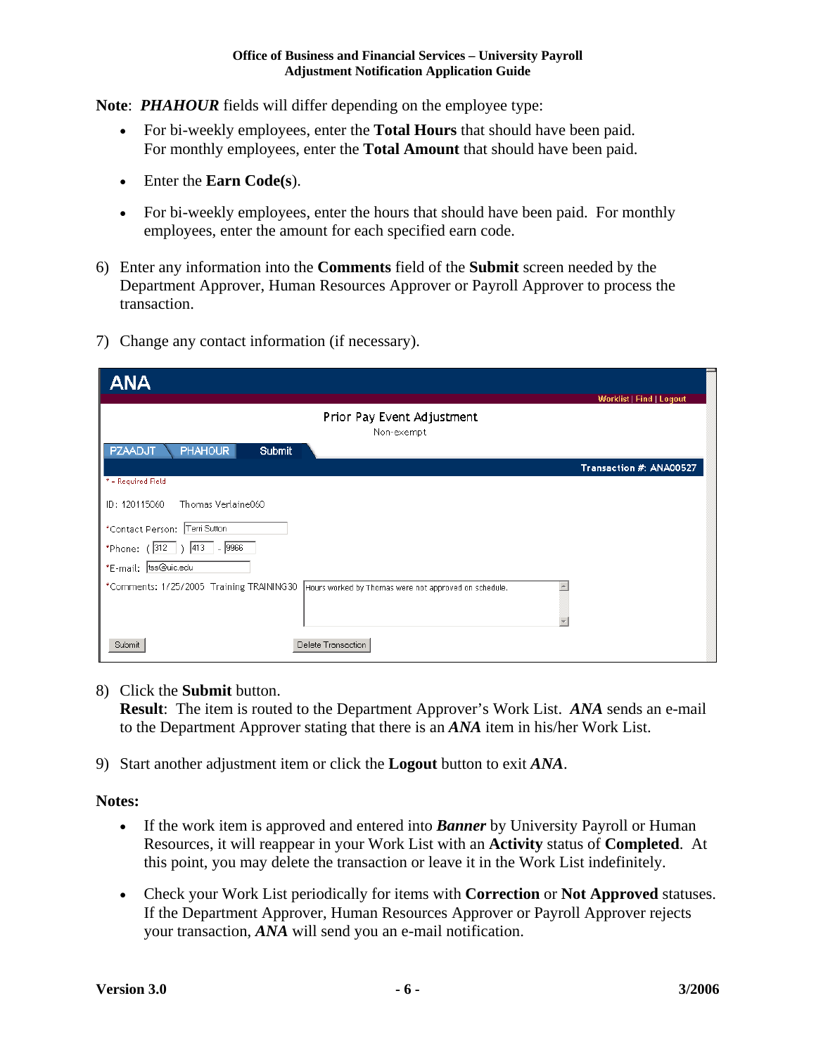**Note**: ***PHAHOUR*** fields will differ depending on the employee type:

- For bi-weekly employees, enter the **Total Hours** that should have been paid. For monthly employees, enter the **Total Amount** that should have been paid.
- Enter the **Earn Code(s)**.
- For bi-weekly employees, enter the hours that should have been paid. For monthly employees, enter the amount for each specified earn code.

6) Enter any information into the **Comments** field of the **Submit** screen needed by the Department Approver, Human Resources Approver or Payroll Approver to process the transaction.

7) Change any contact information (if necessary).

ANA

Worklist | Find | Logout

Prior Pay Event Adjustment

Non-exempt

PZAADJT | PHAHOUR | Submit

Transaction #: ANA00527

\* = Required Field

ID: 120115060 Thomas Verlaine060

\*Contact Person: Terri Sutton

\*Phone: (312) 413 - 9966

\*E-mail: tss@uic.edu

\*Comments: 1/25/2005 Training TRAINING30 Hours worked by Thomas were not approved on schedule.

Submit | Delete Transaction

8) Click the **Submit** button.
   **Result**: The item is routed to the Department Approver's Work List. ***ANA*** sends an e-mail to the Department Approver stating that there is an ***ANA*** item in his/her Work List.

9) Start another adjustment item or click the **Logout** button to exit ***ANA***.

**Notes:**

- If the work item is approved and entered into ***Banner*** by University Payroll or Human Resources, it will reappear in your Work List with an **Activity** status of **Completed**. At this point, you may delete the transaction or leave it in the Work List indefinitely.
- Check your Work List periodically for items with **Correction** or **Not Approved** statuses. If the Department Approver, Human Resources Approver or Payroll Approver rejects your transaction, ***ANA*** will send you an e-mail notification.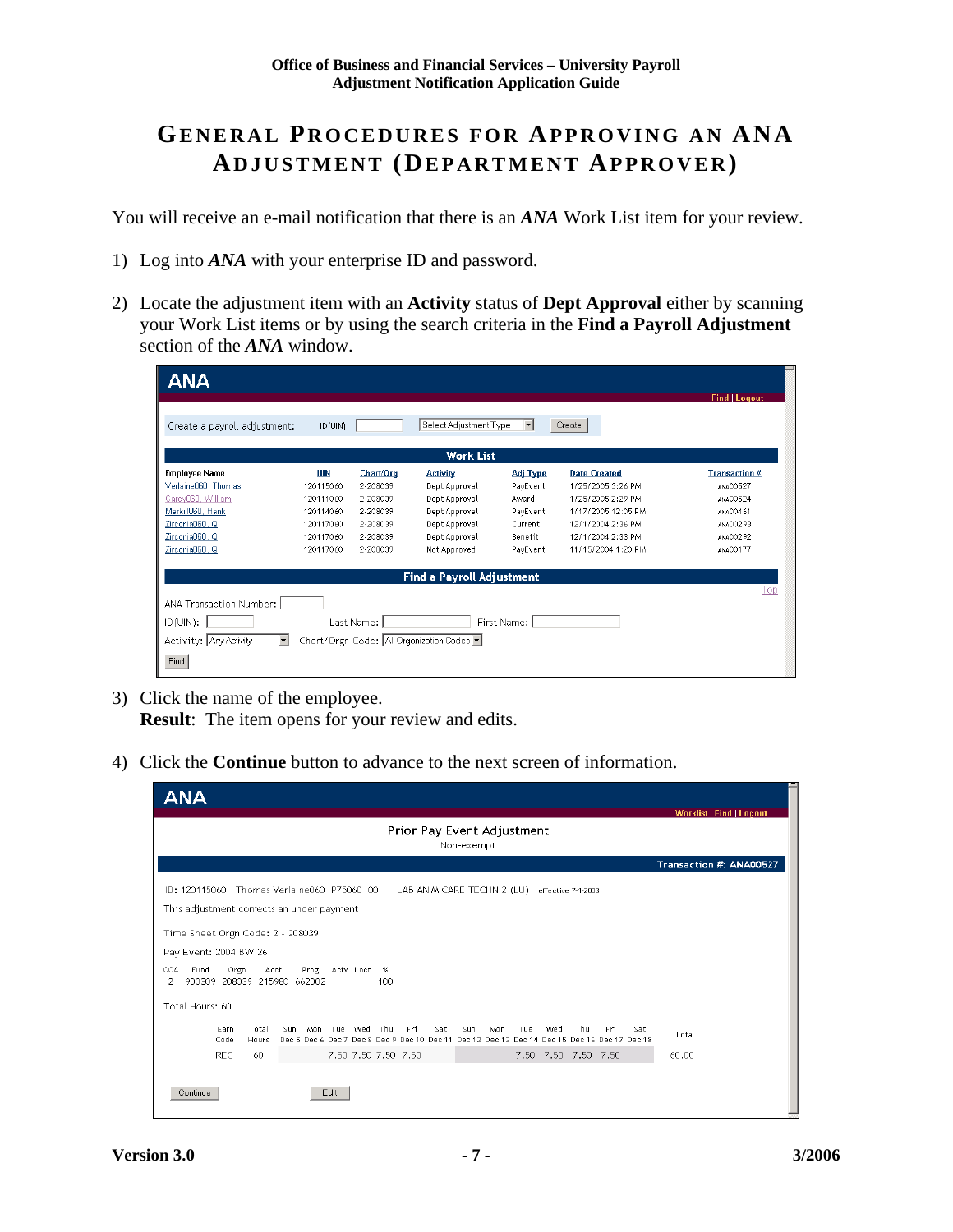# General Procedures for Approving an ANA Adjustment (Department Approver)

You will receive an e-mail notification that there is an ***ANA*** Work List item for your review.

1) Log into ***ANA*** with your enterprise ID and password.

2) Locate the adjustment item with an **Activity** status of **Dept Approval** either by scanning your Work List items or by using the search criteria in the **Find a Payroll Adjustment** section of the ***ANA*** window.

ANA

Find | Logout

Create a payroll adjustment: ID(UIN): Select Adjustment Type Create

**Work List**

| Employee Name | UIN | Chart/Org | Activity | Adj Type | Date Created | Transaction # |
|---|---|---|---|---|---|---|
| Verlaine060, Thomas | 120115060 | 2-208039 | Dept Approval | PayEvent | 1/25/2005 3:26 PM | ANA00527 |
| Carey060, William | 120111060 | 2-208039 | Dept Approval | Award | 1/25/2005 2:29 PM | ANA00524 |
| Markill060, Hank | 120114060 | 2-208039 | Dept Approval | PayEvent | 1/17/2005 12:05 PM | ANA00461 |
| Zirconia060, Q | 120117060 | 2-208039 | Dept Approval | Current | 12/1/2004 2:36 PM | ANA00293 |
| Zirconia060, Q | 120117060 | 2-208039 | Dept Approval | Benefit | 12/1/2004 2:33 PM | ANA00292 |
| Zirconia060, Q | 120117060 | 2-208039 | Not Approved | PayEvent | 11/15/2004 1:20 PM | ANA00177 |

**Find a Payroll Adjustment**

Top

ANA Transaction Number:

ID(UIN): Last Name: First Name:

Activity: Any Activity Chart/Orgn Code: All Organization Codes

Find

3) Click the name of the employee.
**Result**: The item opens for your review and edits.

4) Click the **Continue** button to advance to the next screen of information.

ANA

Worklist | Find | Logout

Prior Pay Event Adjustment
Non-exempt

Transaction #: ANA00527

ID: 120115060 Thomas Verlaine060 P75060 00 LAB ANIM CARE TECHN 2 (LU) effective 7-1-2003

This adjustment corrects an under payment

Time Sheet Orgn Code: 2 - 208039

Pay Event: 2004 BW 26

| COA | Fund | Orgn | Acct | Prog | Actv | Locn | % |
|---|---|---|---|---|---|---|---|
| 2 | 900309 | 208039 | 215980 | 662002 | | | 100 |

Total Hours: 60

| Earn Code | Total Hours | Sun Dec 5 | Mon Dec 6 | Tue Dec 7 | Wed Dec 8 | Thu Dec 9 | Fri Dec 10 | Sat Dec 11 | Sun Dec 12 | Mon Dec 13 | Tue Dec 14 | Wed Dec 15 | Thu Dec 16 | Fri Dec 17 | Sat Dec 18 | Total |
|---|---|---|---|---|---|---|---|---|---|---|---|---|---|---|---|---|
| REG | 60 | | | 7.50 | 7.50 | 7.50 | 7.50 | | | | 7.50 | 7.50 | 7.50 | 7.50 | | 60.00 |

Continue Edit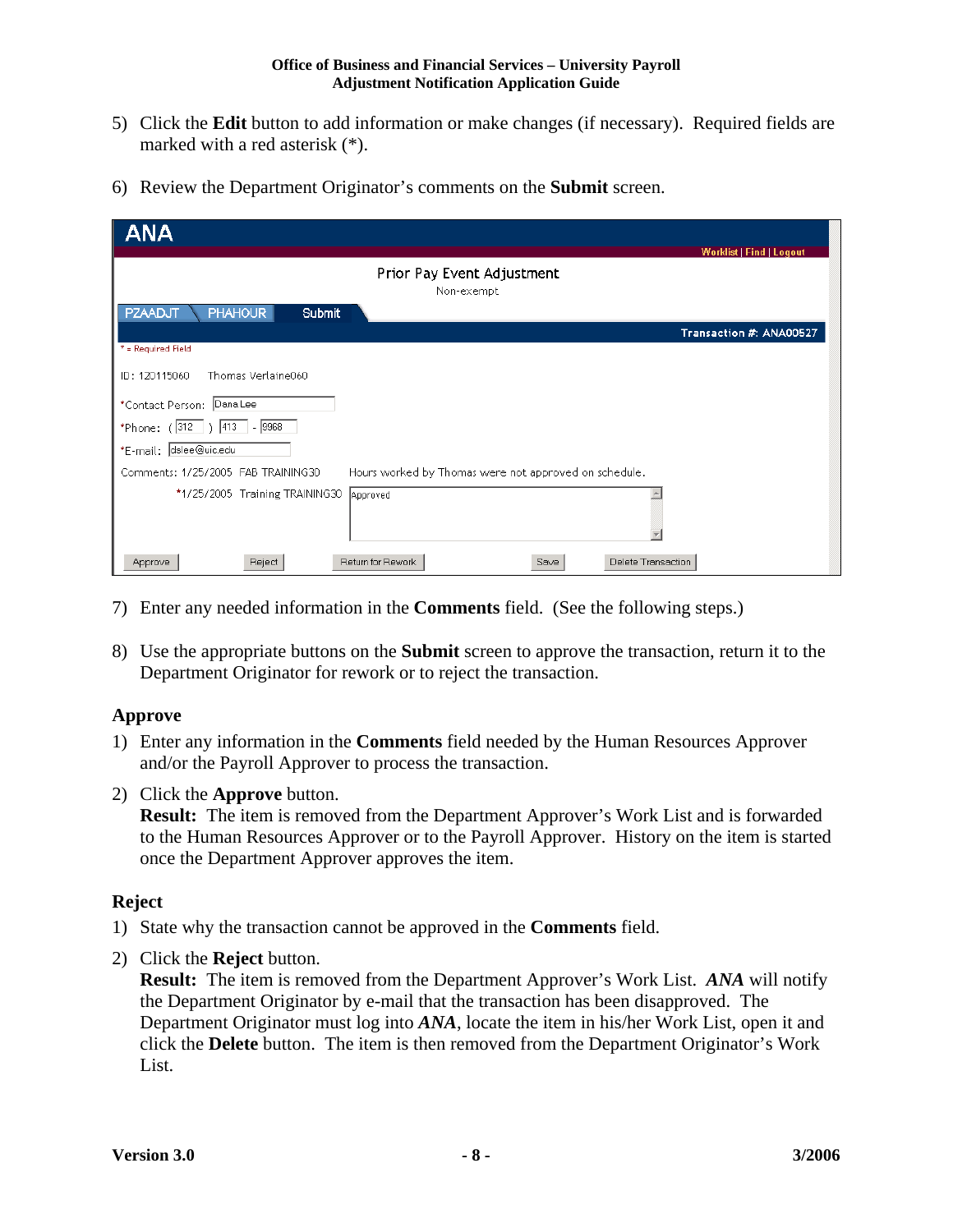5) Click the **Edit** button to add information or make changes (if necessary). Required fields are marked with a red asterisk (*).

6) Review the Department Originator's comments on the **Submit** screen.

7) Enter any needed information in the **Comments** field. (See the following steps.)

8) Use the appropriate buttons on the **Submit** screen to approve the transaction, return it to the Department Originator for rework or to reject the transaction.

### Approve

1) Enter any information in the **Comments** field needed by the Human Resources Approver and/or the Payroll Approver to process the transaction.

2) Click the **Approve** button.
   **Result:** The item is removed from the Department Approver's Work List and is forwarded to the Human Resources Approver or to the Payroll Approver. History on the item is started once the Department Approver approves the item.

### Reject

1) State why the transaction cannot be approved in the **Comments** field.

2) Click the **Reject** button.
   **Result:** The item is removed from the Department Approver's Work List. ***ANA*** will notify the Department Originator by e-mail that the transaction has been disapproved. The Department Originator must log into ***ANA***, locate the item in his/her Work List, open it and click the **Delete** button. The item is then removed from the Department Originator's Work List.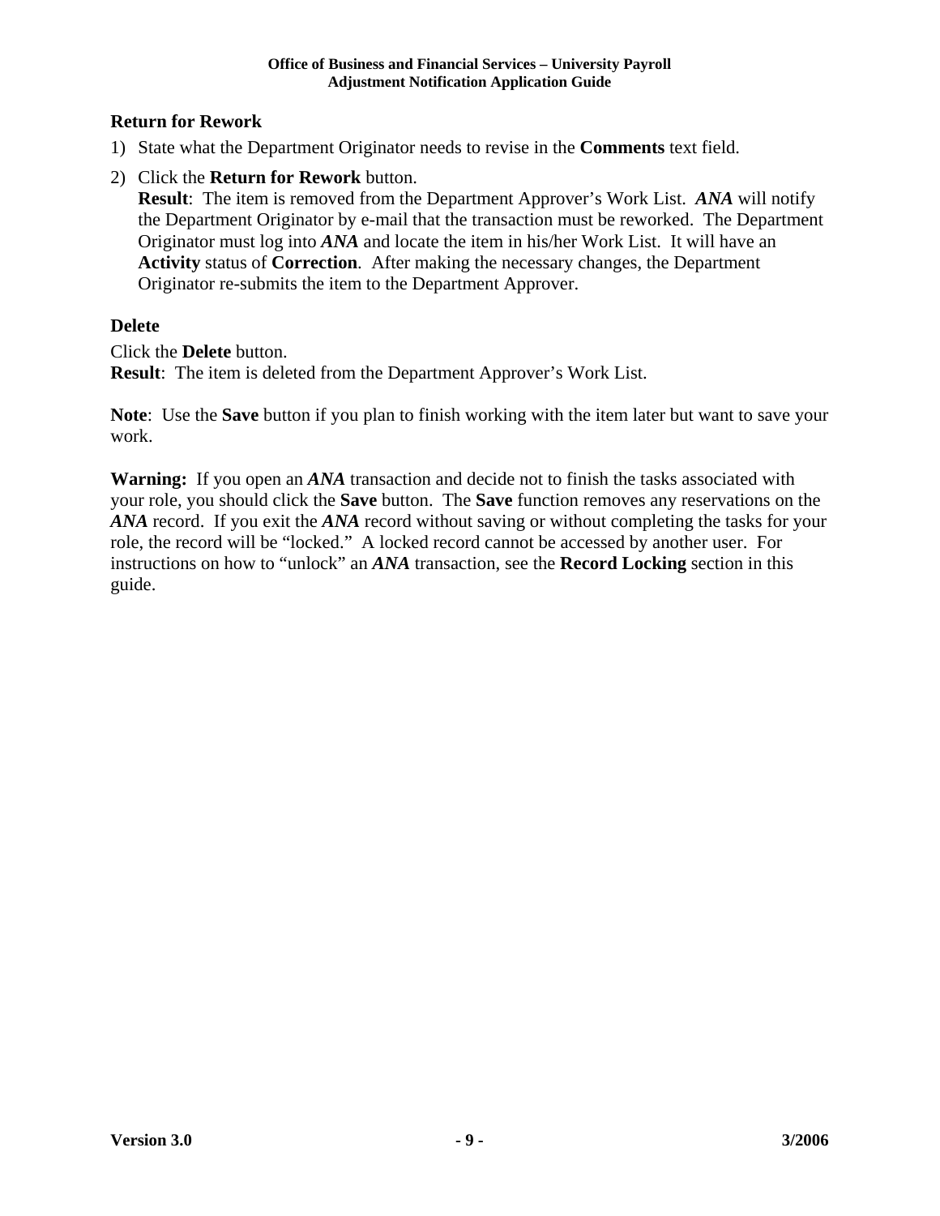### Return for Rework

1) State what the Department Originator needs to revise in the **Comments** text field.
2) Click the **Return for Rework** button.
   **Result**: The item is removed from the Department Approver's Work List. ***ANA*** will notify the Department Originator by e-mail that the transaction must be reworked. The Department Originator must log into ***ANA*** and locate the item in his/her Work List. It will have an **Activity** status of **Correction**. After making the necessary changes, the Department Originator re-submits the item to the Department Approver.

### Delete

Click the **Delete** button.
**Result**: The item is deleted from the Department Approver's Work List.

**Note**: Use the **Save** button if you plan to finish working with the item later but want to save your work.

**Warning:** If you open an ***ANA*** transaction and decide not to finish the tasks associated with your role, you should click the **Save** button. The **Save** function removes any reservations on the ***ANA*** record. If you exit the ***ANA*** record without saving or without completing the tasks for your role, the record will be "locked." A locked record cannot be accessed by another user. For instructions on how to "unlock" an ***ANA*** transaction, see the **Record Locking** section in this guide.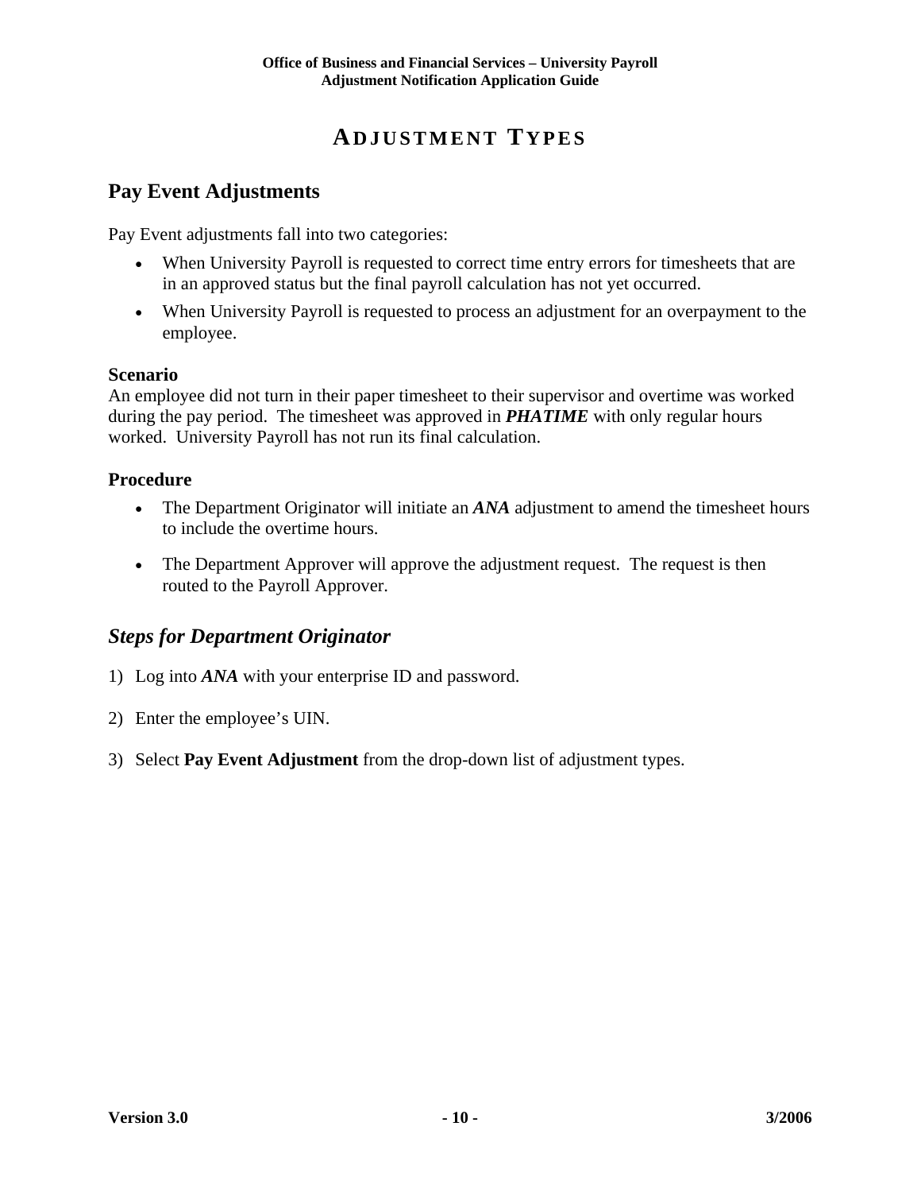# ADJUSTMENT TYPES

## Pay Event Adjustments

Pay Event adjustments fall into two categories:

- When University Payroll is requested to correct time entry errors for timesheets that are in an approved status but the final payroll calculation has not yet occurred.
- When University Payroll is requested to process an adjustment for an overpayment to the employee.

### Scenario

An employee did not turn in their paper timesheet to their supervisor and overtime was worked during the pay period. The timesheet was approved in ***PHATIME*** with only regular hours worked. University Payroll has not run its final calculation.

### Procedure

- The Department Originator will initiate an ***ANA*** adjustment to amend the timesheet hours to include the overtime hours.
- The Department Approver will approve the adjustment request. The request is then routed to the Payroll Approver.

## *Steps for Department Originator*

1) Log into ***ANA*** with your enterprise ID and password.
2) Enter the employee's UIN.
3) Select **Pay Event Adjustment** from the drop-down list of adjustment types.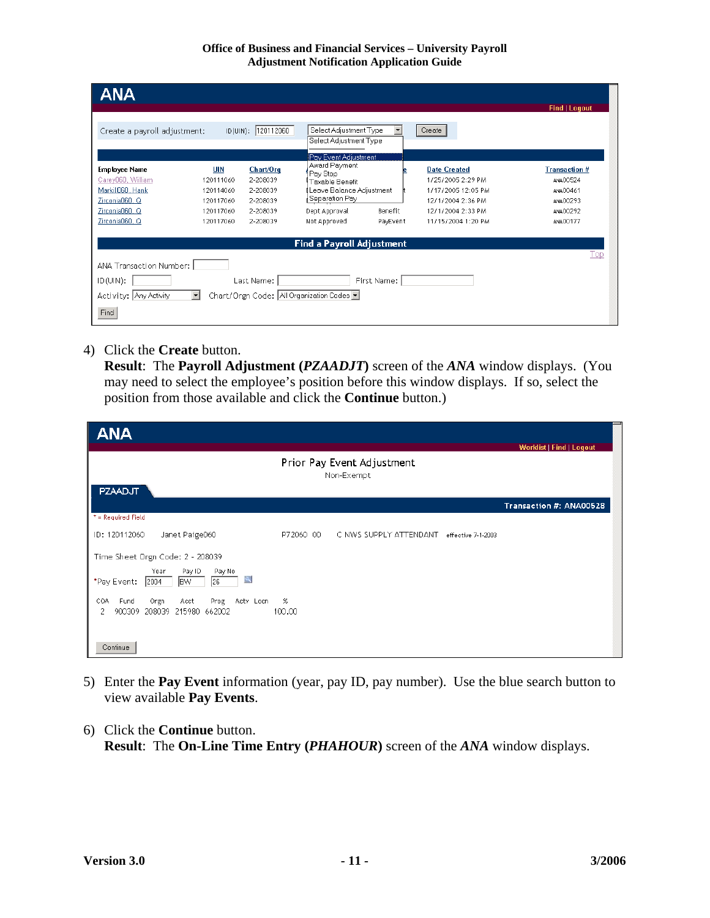4) Click the **Create** button.
**Result**: The **Payroll Adjustment (*PZAADJT*)** screen of the ***ANA*** window displays. (You may need to select the employee's position before this window displays. If so, select the position from those available and click the **Continue** button.)

5) Enter the **Pay Event** information (year, pay ID, pay number). Use the blue search button to view available **Pay Events**.

6) Click the **Continue** button.
**Result**: The **On-Line Time Entry (*PHAHOUR*)** screen of the ***ANA*** window displays.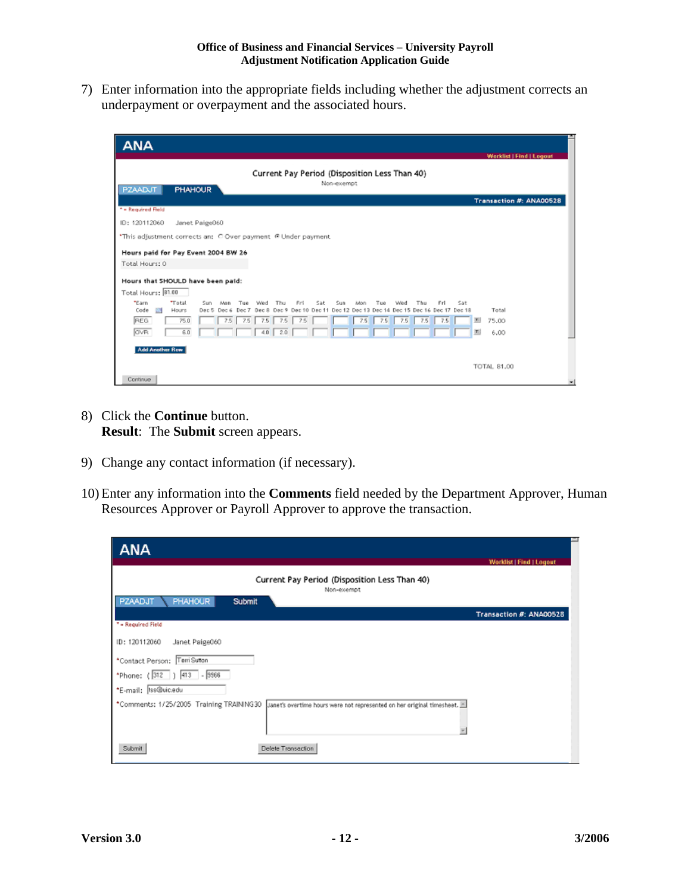7) Enter information into the appropriate fields including whether the adjustment corrects an underpayment or overpayment and the associated hours.

8) Click the **Continue** button.
   **Result**: The **Submit** screen appears.

9) Change any contact information (if necessary).

10) Enter any information into the **Comments** field needed by the Department Approver, Human Resources Approver or Payroll Approver to approve the transaction.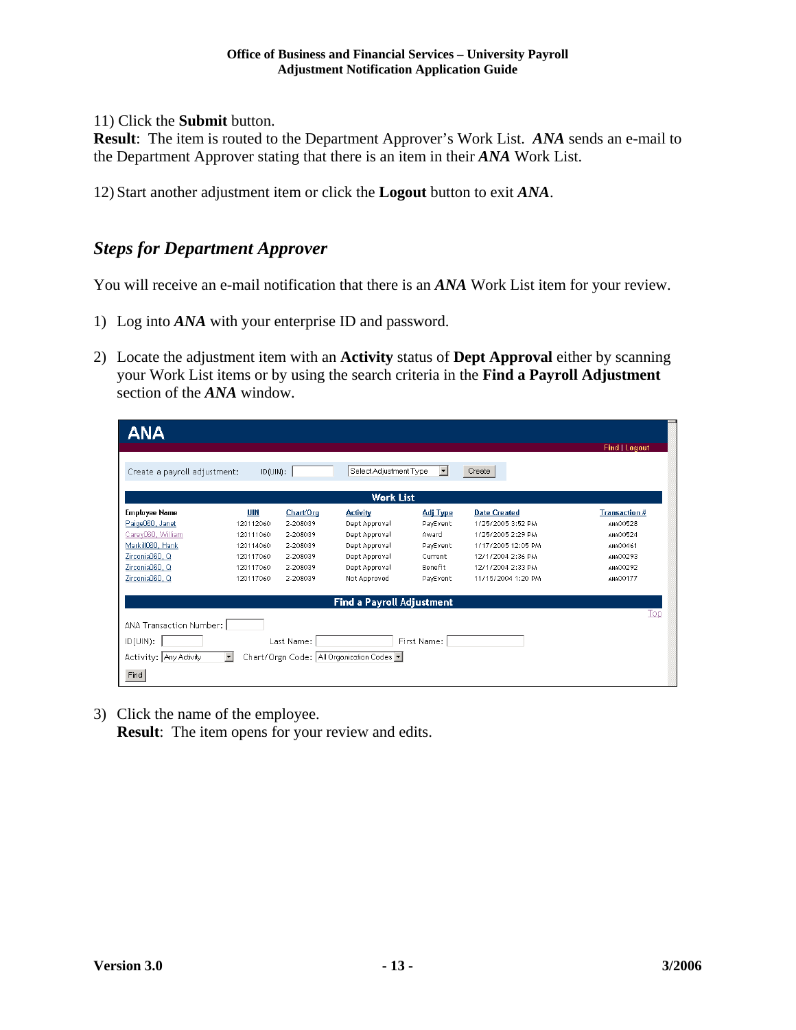11) Click the **Submit** button.
**Result**: The item is routed to the Department Approver's Work List. ***ANA*** sends an e-mail to the Department Approver stating that there is an item in their ***ANA*** Work List.

12) Start another adjustment item or click the **Logout** button to exit ***ANA***.

## *Steps for Department Approver*

You will receive an e-mail notification that there is an ***ANA*** Work List item for your review.

1) Log into ***ANA*** with your enterprise ID and password.

2) Locate the adjustment item with an **Activity** status of **Dept Approval** either by scanning your Work List items or by using the search criteria in the **Find a Payroll Adjustment** section of the ***ANA*** window.

ANA

Find | Logout

Create a payroll adjustment: ID(UIN): [ ] Select Adjustment Type [Create]

**Work List**

| Employee Name | UIN | Chart/Org | Activity | Adj Type | Date Created | Transaction # |
|---|---|---|---|---|---|---|
| Paige060, Janet | 120112060 | 2-208039 | Dept Approval | PayEvent | 1/25/2005 3:52 PM | ANA00528 |
| Carey060, William | 120111060 | 2-208039 | Dept Approval | Award | 1/25/2005 2:29 PM | ANA00524 |
| Markill060, Hank | 120114060 | 2-208039 | Dept Approval | PayEvent | 1/17/2005 12:05 PM | ANA00461 |
| Zirconia060, Q | 120117060 | 2-208039 | Dept Approval | Current | 12/1/2004 2:36 PM | ANA00293 |
| Zirconia060, Q | 120117060 | 2-208039 | Dept Approval | Benefit | 12/1/2004 2:33 PM | ANA00292 |
| Zirconia060, Q | 120117060 | 2-208039 | Not Approved | PayEvent | 11/15/2004 1:20 PM | ANA00177 |

**Find a Payroll Adjustment**

Top

ANA Transaction Number: [ ]

ID(UIN): [ ] Last Name: [ ] First Name: [ ]

Activity: Any Activity Chart/Orgn Code: All Organization Codes

[Find]

3) Click the name of the employee.
**Result**: The item opens for your review and edits.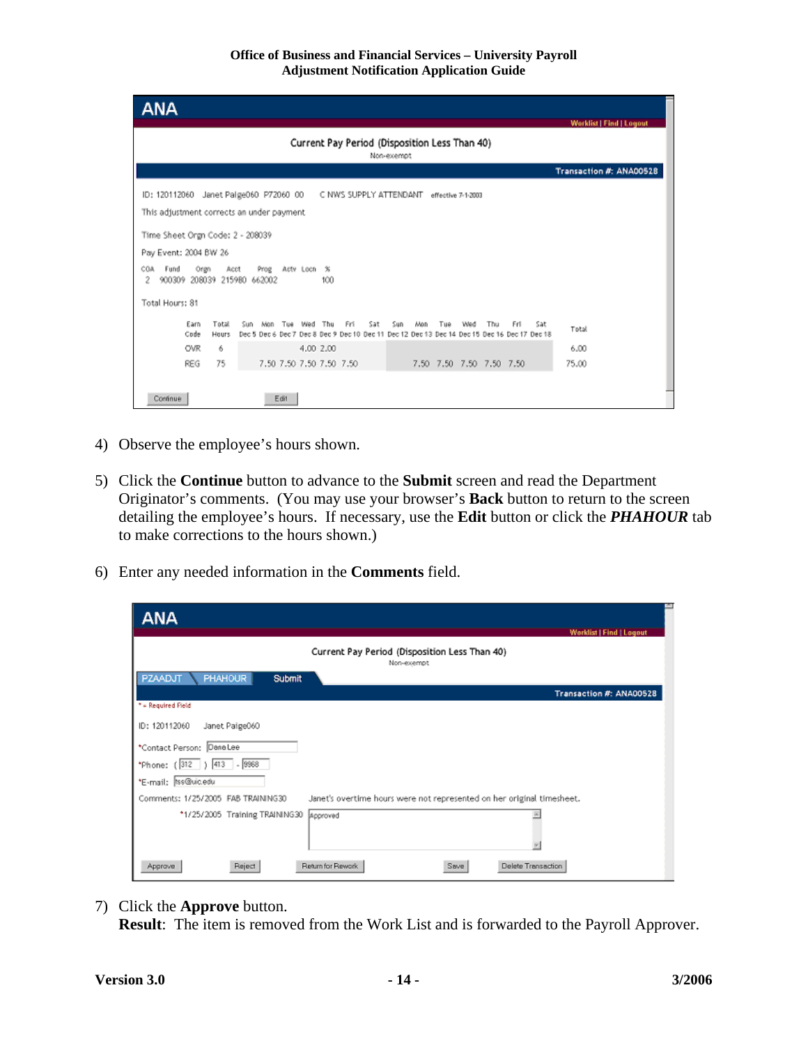**ANA**

Worklist | Find | Logout

Current Pay Period (Disposition Less Than 40)
Non-exempt

Transaction #: ANA00528

ID: 120112060 Janet Paige060 P72060 00 C NWS SUPPLY ATTENDANT effective 7-1-2003

This adjustment corrects an under payment

Time Sheet Orgn Code: 2 - 208039

Pay Event: 2004 BW 26

| COA | Fund | Orgn | Acct | Prog | Actv | Locn | % |
|---|---|---|---|---|---|---|---|
| 2 | 900309 | 208039 | 215980 | 662002 | | | 100 |

Total Hours: 81

| Earn Code | Total Hours | Sun Dec 5 | Mon Dec 6 | Tue Dec 7 | Wed Dec 8 | Thu Dec 9 | Fri Dec 10 | Sat Dec 11 | Sun Dec 12 | Mon Dec 13 | Tue Dec 14 | Wed Dec 15 | Thu Dec 16 | Fri Dec 17 | Sat Dec 18 | Total |
|---|---|---|---|---|---|---|---|---|---|---|---|---|---|---|---|---|
| OVR | 6 | | | | 4.00 | 2.00 | | | | | | | | | | 6.00 |
| REG | 75 | | 7.50 | 7.50 | 7.50 | 7.50 | 7.50 | | | 7.50 | 7.50 | 7.50 | 7.50 | 7.50 | | 75.00 |

Continue Edit

4) Observe the employee's hours shown.

5) Click the **Continue** button to advance to the **Submit** screen and read the Department Originator's comments. (You may use your browser's **Back** button to return to the screen detailing the employee's hours. If necessary, use the **Edit** button or click the ***PHAHOUR*** tab to make corrections to the hours shown.)

6) Enter any needed information in the **Comments** field.

**ANA**

Worklist | Find | Logout

Current Pay Period (Disposition Less Than 40)
Non-exempt

PZAADJT | PHAHOUR | Submit

Transaction #: ANA00528

* = Required Field

ID: 120112060 Janet Paige060

*Contact Person: Dana Lee

*Phone: ( 312 ) 413 - 9968

*E-mail: tss@uic.edu

Comments: 1/25/2005 FAB TRAINING30 Janet's overtime hours were not represented on her original timesheet.

*1/25/2005 Training TRAINING30 Approved

Approve Reject Return for Rework Save Delete Transaction

7) Click the **Approve** button.
**Result**: The item is removed from the Work List and is forwarded to the Payroll Approver.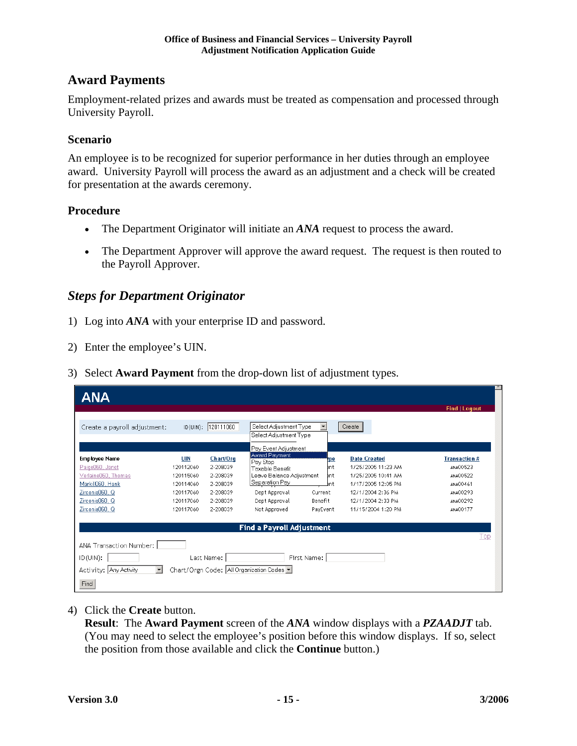## Award Payments

Employment-related prizes and awards must be treated as compensation and processed through University Payroll.

### Scenario

An employee is to be recognized for superior performance in her duties through an employee award. University Payroll will process the award as an adjustment and a check will be created for presentation at the awards ceremony.

### Procedure

- The Department Originator will initiate an ***ANA*** request to process the award.
- The Department Approver will approve the award request. The request is then routed to the Payroll Approver.

## *Steps for Department Originator*

1) Log into ***ANA*** with your enterprise ID and password.

2) Enter the employee's UIN.

3) Select **Award Payment** from the drop-down list of adjustment types.

4) Click the **Create** button.
**Result**: The **Award Payment** screen of the ***ANA*** window displays with a ***PZAADJT*** tab. (You may need to select the employee's position before this window displays. If so, select the position from those available and click the **Continue** button.)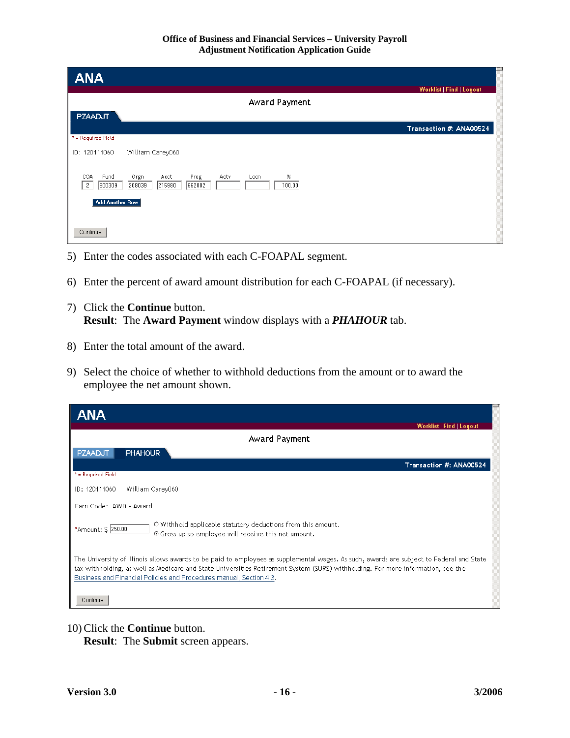ANA

Worklist | Find | Logout

Award Payment

PZAADJT

Transaction #: ANA00524

* = Required Field

ID: 120111060 William Carey060

| COA | Fund | Orgn | Acct | Prog | Actv | Locn | % |
|---|---|---|---|---|---|---|---|
| 2 | 900309 | 208039 | 215980 | 662002 | | | 100.00 |

Add Another Row

Continue

5) Enter the codes associated with each C-FOAPAL segment.

6) Enter the percent of award amount distribution for each C-FOAPAL (if necessary).

7) Click the **Continue** button.
   **Result**: The **Award Payment** window displays with a ***PHAHOUR*** tab.

8) Enter the total amount of the award.

9) Select the choice of whether to withhold deductions from the amount or to award the employee the net amount shown.

ANA

Worklist | Find | Logout

Award Payment

PZAADJT PHAHOUR

Transaction #: ANA00524

* = Required Field

ID: 120111060 William Carey060

Earn Code: AWD - Award

*Amount: $ 250.00

○ Withhold applicable statutory deductions from this amount.
◉ Gross up so employee will receive this net amount.

The University of Illinois allows awards to be paid to employees as supplemental wages. As such, awards are subject to Federal and State tax withholding, as well as Medicare and State Universities Retirement System (SURS) withholding. For more information, see the Business and Financial Policies and Procedures manual, Section 4.3.

Continue

10) Click the **Continue** button.
    **Result**: The **Submit** screen appears.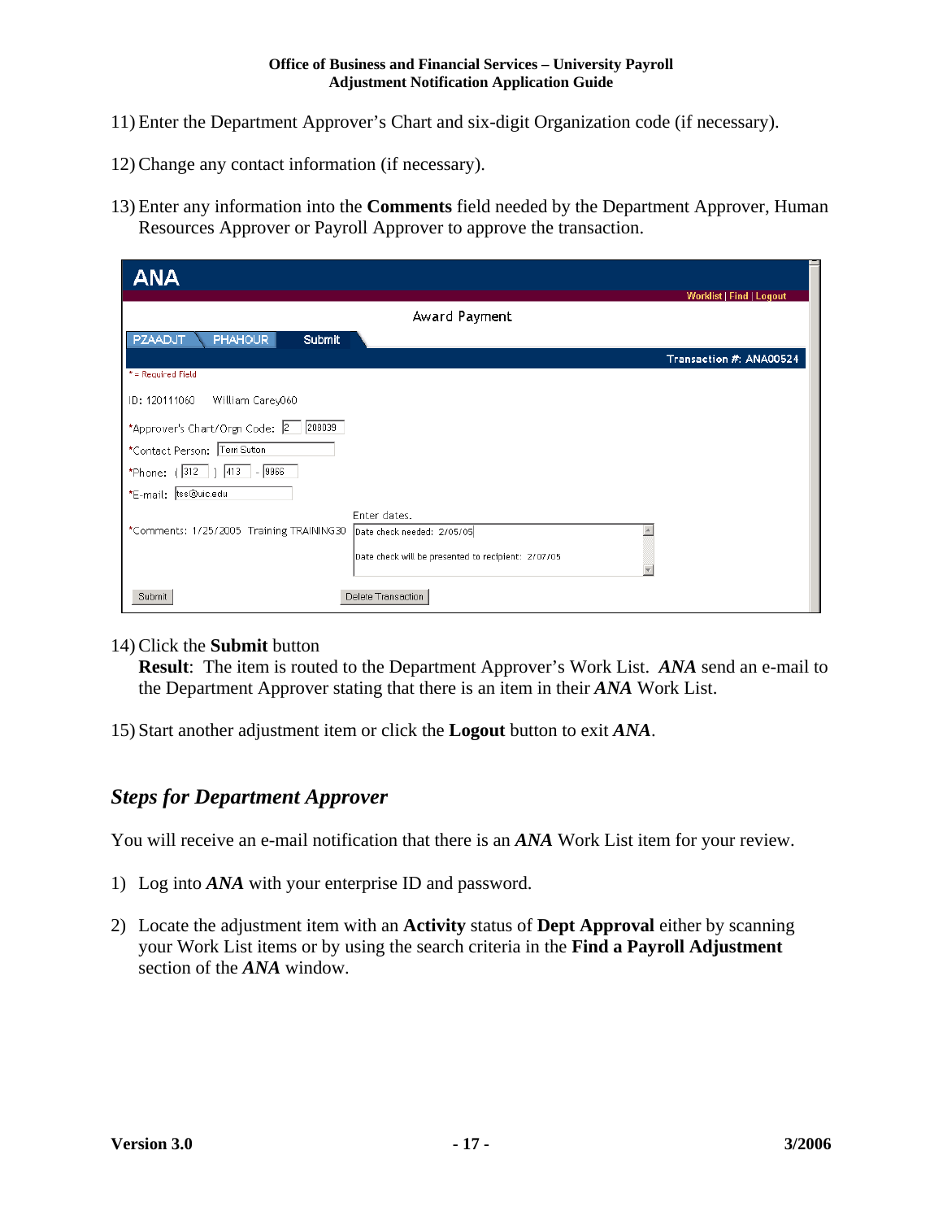11) Enter the Department Approver's Chart and six-digit Organization code (if necessary).

12) Change any contact information (if necessary).

13) Enter any information into the **Comments** field needed by the Department Approver, Human Resources Approver or Payroll Approver to approve the transaction.

ANA

Worklist | Find | Logout

Award Payment

PZAADJT | PHAHOUR | Submit

Transaction #: ANA00524

* = Required Field

ID: 120111060 William Carey060

*Approver's Chart/Orgn Code: 2 208039

*Contact Person: Terri Sutton

*Phone: ( 312 ) 413 - 9966

*E-mail: tss@uic.edu

Enter dates.

*Comments: 1/25/2005 Training TRAINING30

Date check needed: 2/05/05

Date check will be presented to recipient: 2/07/05

Submit | Delete Transaction

14) Click the **Submit** button
    **Result**: The item is routed to the Department Approver's Work List. ***ANA*** send an e-mail to the Department Approver stating that there is an item in their ***ANA*** Work List.

15) Start another adjustment item or click the **Logout** button to exit ***ANA***.

## *Steps for Department Approver*

You will receive an e-mail notification that there is an ***ANA*** Work List item for your review.

1) Log into ***ANA*** with your enterprise ID and password.

2) Locate the adjustment item with an **Activity** status of **Dept Approval** either by scanning your Work List items or by using the search criteria in the **Find a Payroll Adjustment** section of the ***ANA*** window.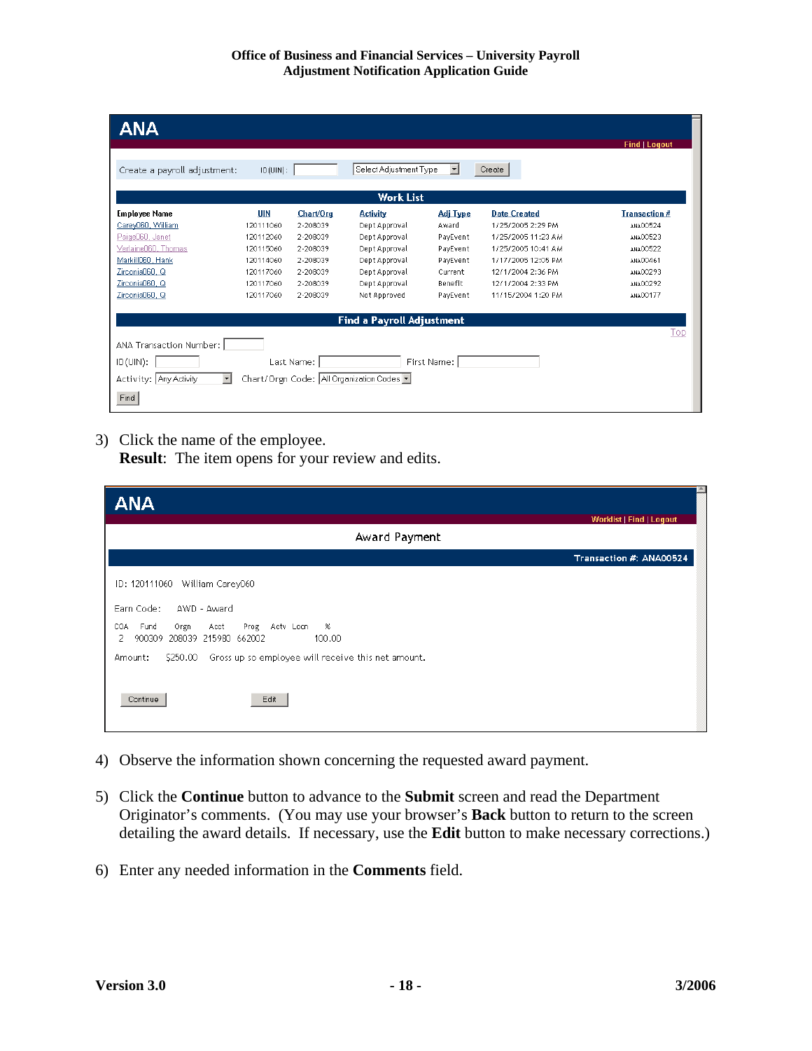**ANA**

Find | Logout

Create a payroll adjustment: ID (UIN): [ ] Select Adjustment Type [Create]

**Work List**

| Employee Name | UIN | Chart/Org | Activity | Adj Type | Date Created | Transaction # |
|---|---|---|---|---|---|---|
| Carey060, William | 120111060 | 2-208039 | Dept Approval | Award | 1/25/2005 2:29 PM | ANA00524 |
| Paige060, Janet | 120112060 | 2-208039 | Dept Approval | PayEvent | 1/25/2005 11:23 AM | ANA00523 |
| Verlaine060, Thomas | 120115060 | 2-208039 | Dept Approval | PayEvent | 1/25/2005 10:41 AM | ANA00522 |
| Markill060, Hank | 120114060 | 2-208039 | Dept Approval | PayEvent | 1/17/2005 12:05 PM | ANA00461 |
| Zirconia060, Q | 120117060 | 2-208039 | Dept Approval | Current | 12/1/2004 2:36 PM | ANA00293 |
| Zirconia060, Q | 120117060 | 2-208039 | Dept Approval | Benefit | 12/1/2004 2:33 PM | ANA00292 |
| Zirconia060, Q | 120117060 | 2-208039 | Not Approved | PayEvent | 11/15/2004 1:20 PM | ANA00177 |

**Find a Payroll Adjustment**

Top

ANA Transaction Number: [ ]

ID (UIN): [ ] Last Name: [ ] First Name: [ ]

Activity: Any Activity Chart/Orgn Code: All Organization Codes

[Find]

3) Click the name of the employee.
   **Result**: The item opens for your review and edits.

**ANA**

Worklist | Find | Logout

Award Payment

Transaction #: ANA00524

ID: 120111060 William Carey060

Earn Code: AWD - Award

| COA | Fund | Orgn | Acct | Prog | Actv | Locn | % |
|---|---|---|---|---|---|---|---|
| 2 | 900309 | 208039 | 215980 | 662002 | | | 100.00 |

Amount: $250.00 Gross up so employee will receive this net amount.

[Continue] [Edit]

4) Observe the information shown concerning the requested award payment.

5) Click the **Continue** button to advance to the **Submit** screen and read the Department Originator's comments. (You may use your browser's **Back** button to return to the screen detailing the award details. If necessary, use the **Edit** button to make necessary corrections.)

6) Enter any needed information in the **Comments** field.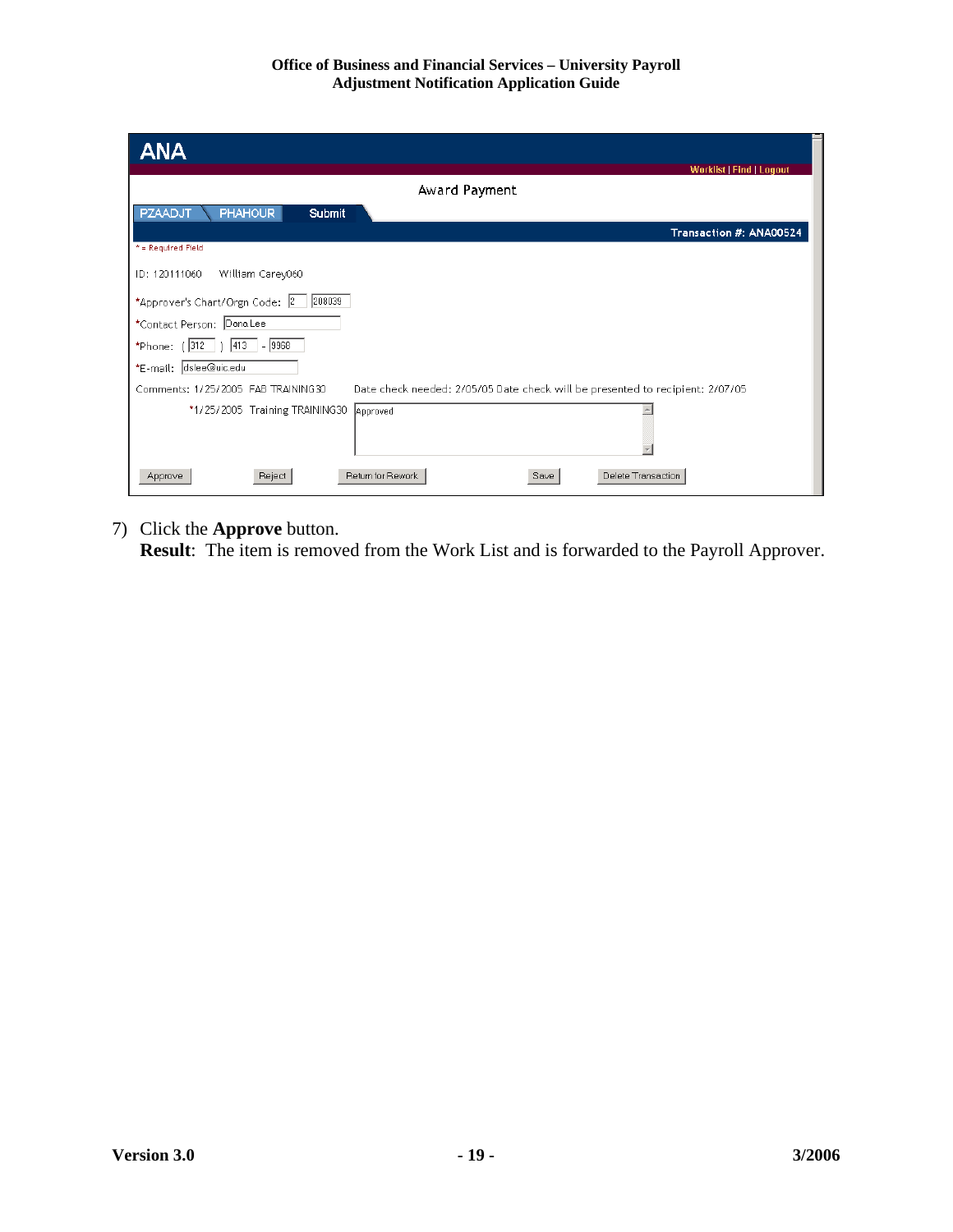ANA

Worklist | Find | Logout

Award Payment

PZAADJT | PHAHOUR | Submit

Transaction #: ANA00524

* = Required Field

ID: 120111060 William Carey060

*Approver's Chart/Orgn Code: 2 208039

*Contact Person: Dona Lee

*Phone: ( 312 ) 413 - 9968

*E-mail: dslee@uic.edu

Comments: 1/25/2005 FAB TRAINING30 Date check needed: 2/05/05 Date check will be presented to recipient: 2/07/05

*1/25/2005 Training TRAINING30 Approved

Approve | Reject | Return for Rework | Save | Delete Transaction

7) Click the **Approve** button.
   **Result**: The item is removed from the Work List and is forwarded to the Payroll Approver.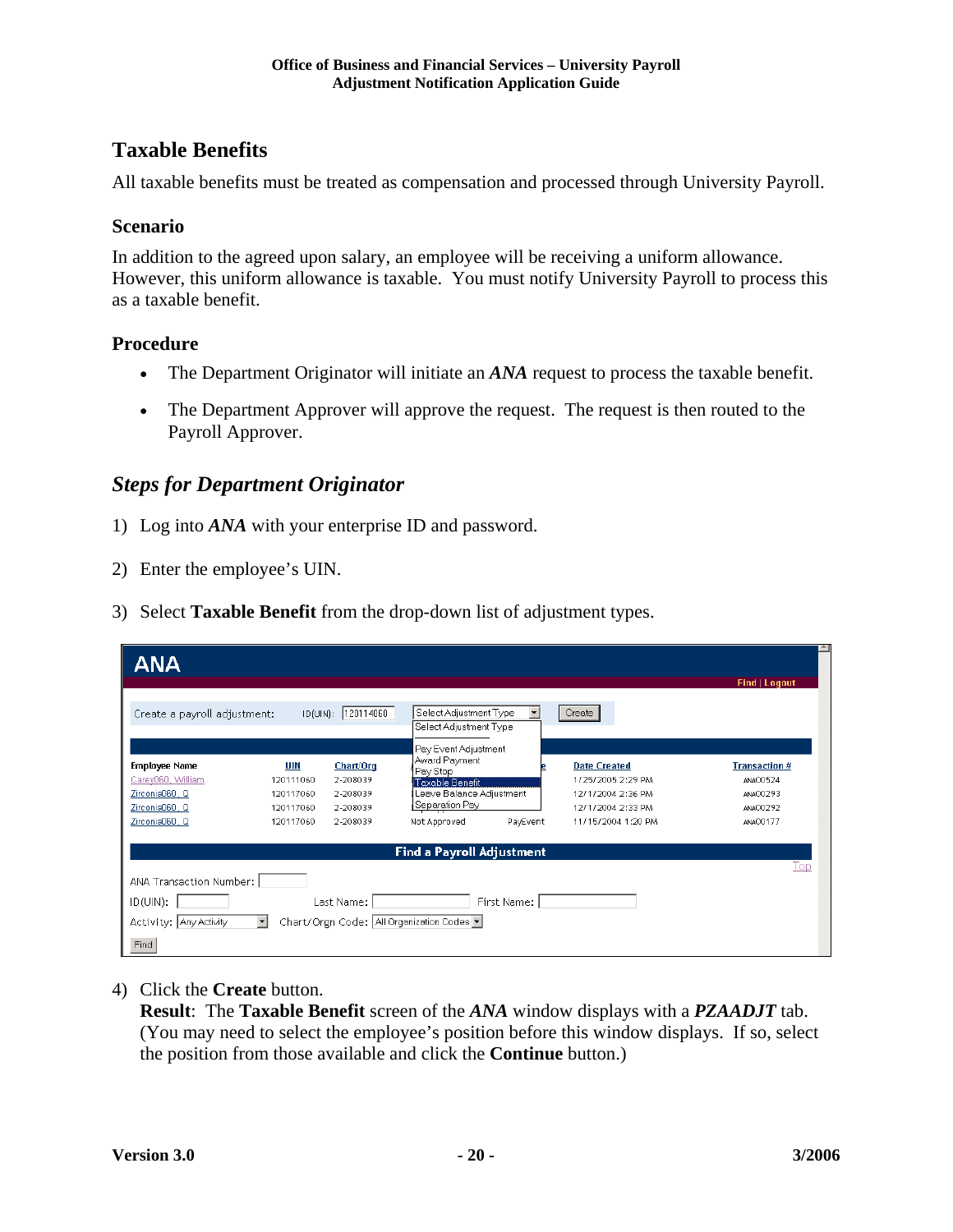## Taxable Benefits

All taxable benefits must be treated as compensation and processed through University Payroll.

### Scenario

In addition to the agreed upon salary, an employee will be receiving a uniform allowance. However, this uniform allowance is taxable. You must notify University Payroll to process this as a taxable benefit.

### Procedure

- The Department Originator will initiate an ***ANA*** request to process the taxable benefit.
- The Department Approver will approve the request. The request is then routed to the Payroll Approver.

## *Steps for Department Originator*

1) Log into ***ANA*** with your enterprise ID and password.
2) Enter the employee's UIN.
3) Select **Taxable Benefit** from the drop-down list of adjustment types.
4) Click the **Create** button.
   **Result**: The **Taxable Benefit** screen of the ***ANA*** window displays with a ***PZAADJT*** tab. (You may need to select the employee's position before this window displays. If so, select the position from those available and click the **Continue** button.)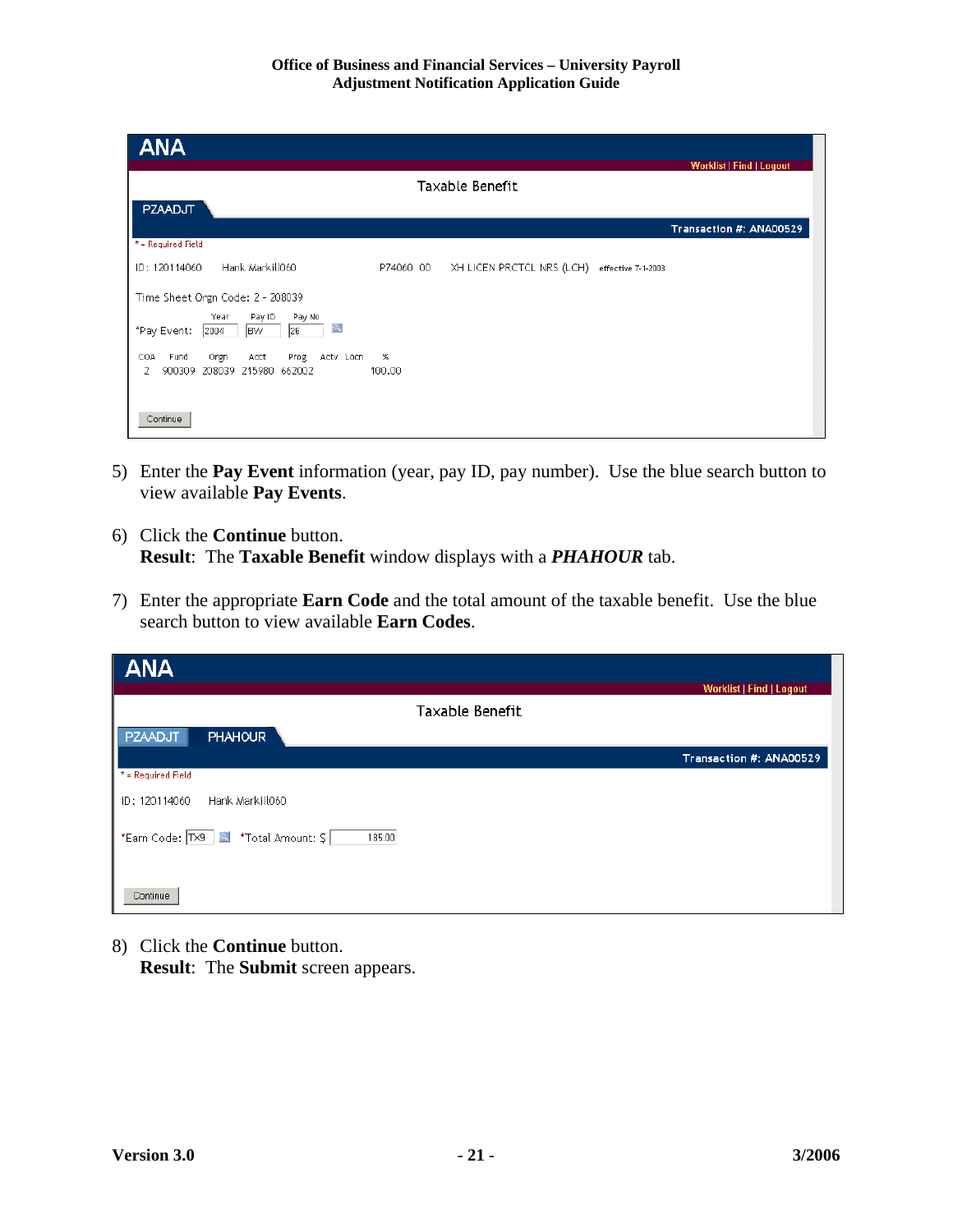ANA

Worklist | Find | Logout

Taxable Benefit

PZAADJT

Transaction #: ANA00529

* = Required Field

ID: 120114060 Hank Markill060 P74060 00 XH LICEN PRCTCL NRS (LCH) effective 7-1-2003

Time Sheet Orgn Code: 2 - 208039

*Pay Event: Year 2004 Pay ID BW Pay No 26

| COA | Fund | Orgn | Acct | Prog | Actv | Locn | % |
|---|---|---|---|---|---|---|---|
| 2 | 900309 | 208039 | 215980 | 682002 | | | 100.00 |

Continue

5) Enter the **Pay Event** information (year, pay ID, pay number). Use the blue search button to view available **Pay Events**.

6) Click the **Continue** button.
   **Result**: The **Taxable Benefit** window displays with a ***PHAHOUR*** tab.

7) Enter the appropriate **Earn Code** and the total amount of the taxable benefit. Use the blue search button to view available **Earn Codes**.

ANA

Worklist | Find | Logout

Taxable Benefit

PZAADJT PHAHOUR

Transaction #: ANA00529

* = Required Field

ID: 120114060 Hank Markill060

*Earn Code: TX9 *Total Amount: $ 185.00

Continue

8) Click the **Continue** button.
   **Result**: The **Submit** screen appears.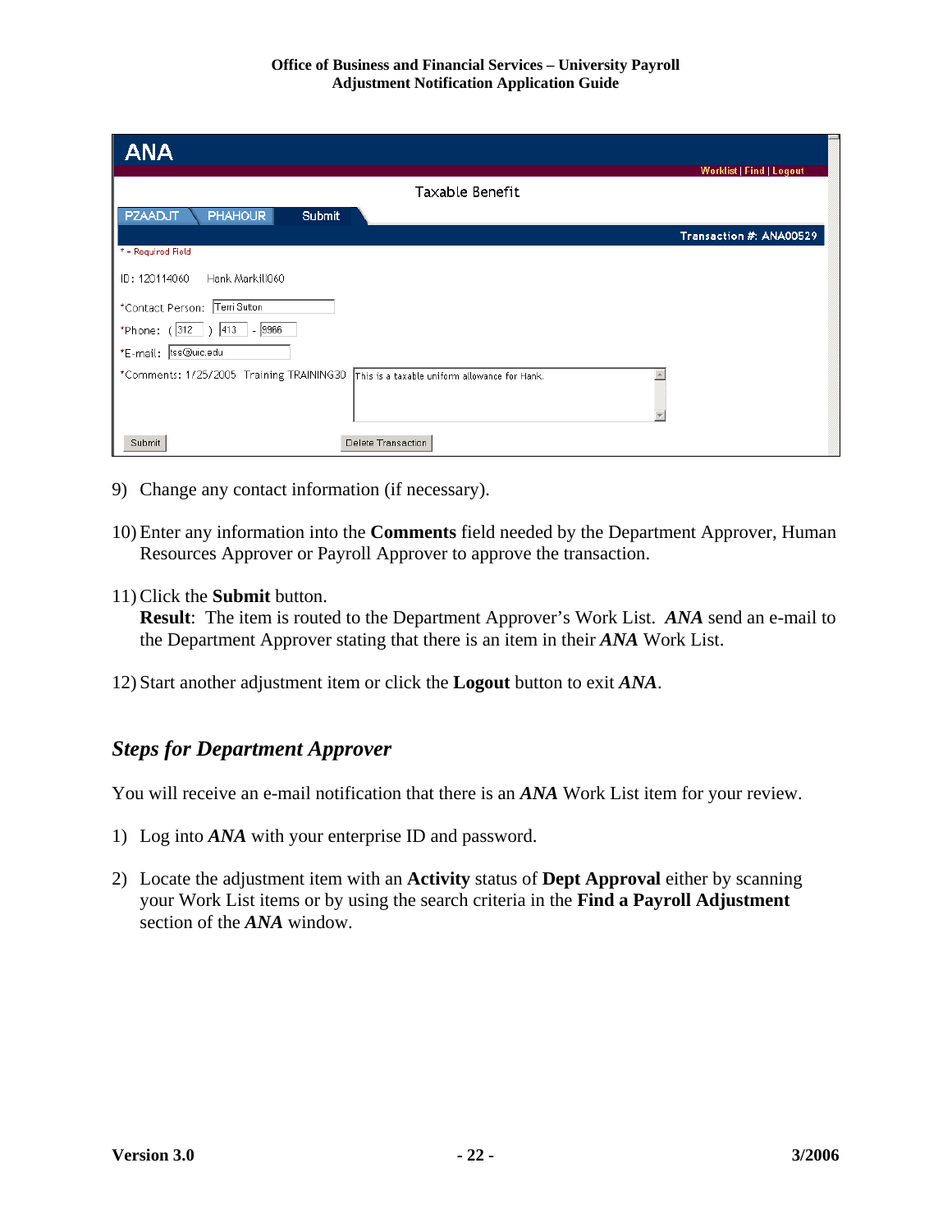9) Change any contact information (if necessary).

10) Enter any information into the **Comments** field needed by the Department Approver, Human Resources Approver or Payroll Approver to approve the transaction.

11) Click the **Submit** button.
**Result**: The item is routed to the Department Approver's Work List. ***ANA*** send an e-mail to the Department Approver stating that there is an item in their ***ANA*** Work List.

12) Start another adjustment item or click the **Logout** button to exit ***ANA***.

## *Steps for Department Approver*

You will receive an e-mail notification that there is an ***ANA*** Work List item for your review.

1) Log into ***ANA*** with your enterprise ID and password.

2) Locate the adjustment item with an **Activity** status of **Dept Approval** either by scanning your Work List items or by using the search criteria in the **Find a Payroll Adjustment** section of the ***ANA*** window.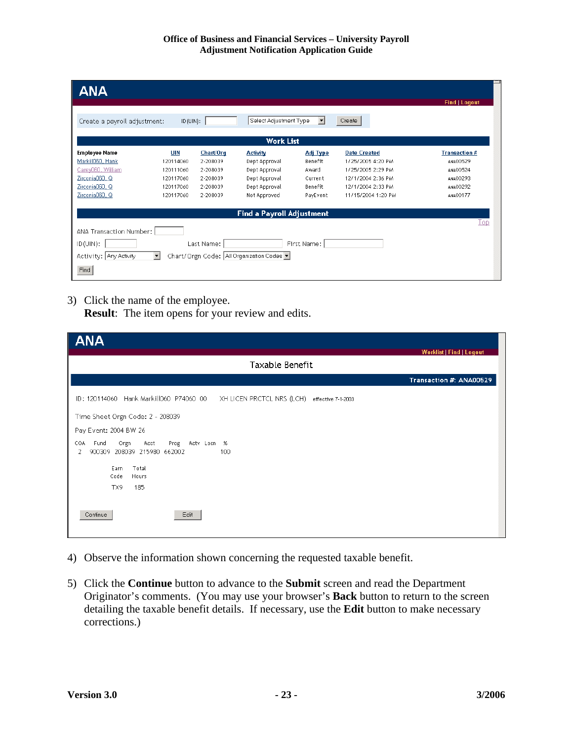ANA

Find | Logout

Create a payroll adjustment: ID(UIN): [ ] Select Adjustment Type [Create]

**Work List**

| Employee Name | UIN | Chart/Org | Activity | Adj Type | Date Created | Transaction # |
|---|---|---|---|---|---|---|
| Markill060, Hank | 120114060 | 2-208039 | Dept Approval | Benefit | 1/25/2005 4:20 PM | ANA00529 |
| Carey060, William | 120111060 | 2-208039 | Dept Approval | Award | 1/25/2005 2:29 PM | ANA00524 |
| Zirconia060, Q | 120117060 | 2-208039 | Dept Approval | Current | 12/1/2004 2:36 PM | ANA00293 |
| Zirconia060, Q | 120117060 | 2-208039 | Dept Approval | Benefit | 12/1/2004 2:33 PM | ANA00292 |
| Zirconia060, Q | 120117060 | 2-208039 | Not Approved | PayEvent | 11/15/2004 1:20 PM | ANA00177 |

**Find a Payroll Adjustment**

Top

ANA Transaction Number: [ ]

ID(UIN): [ ] Last Name: [ ] First Name: [ ]

Activity: Any Activity Chart/Orgn Code: All Organization Codes

[Find]

3) Click the name of the employee.
**Result**: The item opens for your review and edits.

ANA

Worklist | Find | Logout

Taxable Benefit

Transaction #: ANA00529

ID: 120114060 Hank Markill060 P74060 00 XH LICEN PRCTCL NRS (LCH) effective 7-1-2003

Time Sheet Orgn Code: 2 - 208039

Pay Event: 2004 BW 26

| COA | Fund | Orgn | Acct | Prog | Actv | Locn | % |
|---|---|---|---|---|---|---|---|
| 2 | 900309 | 208039 | 215980 | 662002 | | | 100 |

| Earn Code | Total Hours |
|---|---|
| TX9 | 185 |

[Continue] [Edit]

4) Observe the information shown concerning the requested taxable benefit.

5) Click the **Continue** button to advance to the **Submit** screen and read the Department Originator's comments. (You may use your browser's **Back** button to return to the screen detailing the taxable benefit details. If necessary, use the **Edit** button to make necessary corrections.)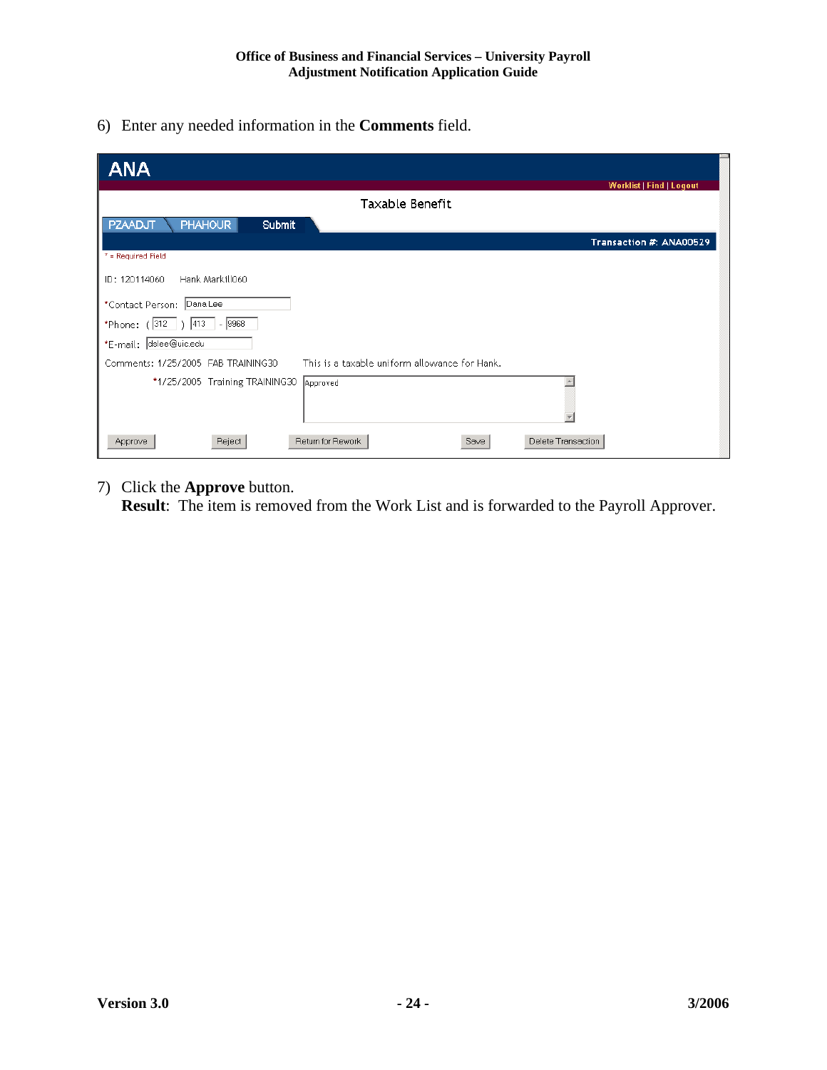6) Enter any needed information in the **Comments** field.

ANA

Worklist | Find | Logout

Taxable Benefit

PZAADJT PHAHOUR Submit

Transaction #: ANA00529

* = Required Field

ID: 120114060 Hank Markill060

*Contact Person: Dana Lee

*Phone: ( 312 ) 413 - 9968

*E-mail: dslee@uic.edu

Comments: 1/25/2005 FAB TRAINING30 This is a taxable uniform allowance for Hank.

*1/25/2005 Training TRAINING30 Approved

Approve Reject Return for Rework Save Delete Transaction

7) Click the **Approve** button.
**Result**: The item is removed from the Work List and is forwarded to the Payroll Approver.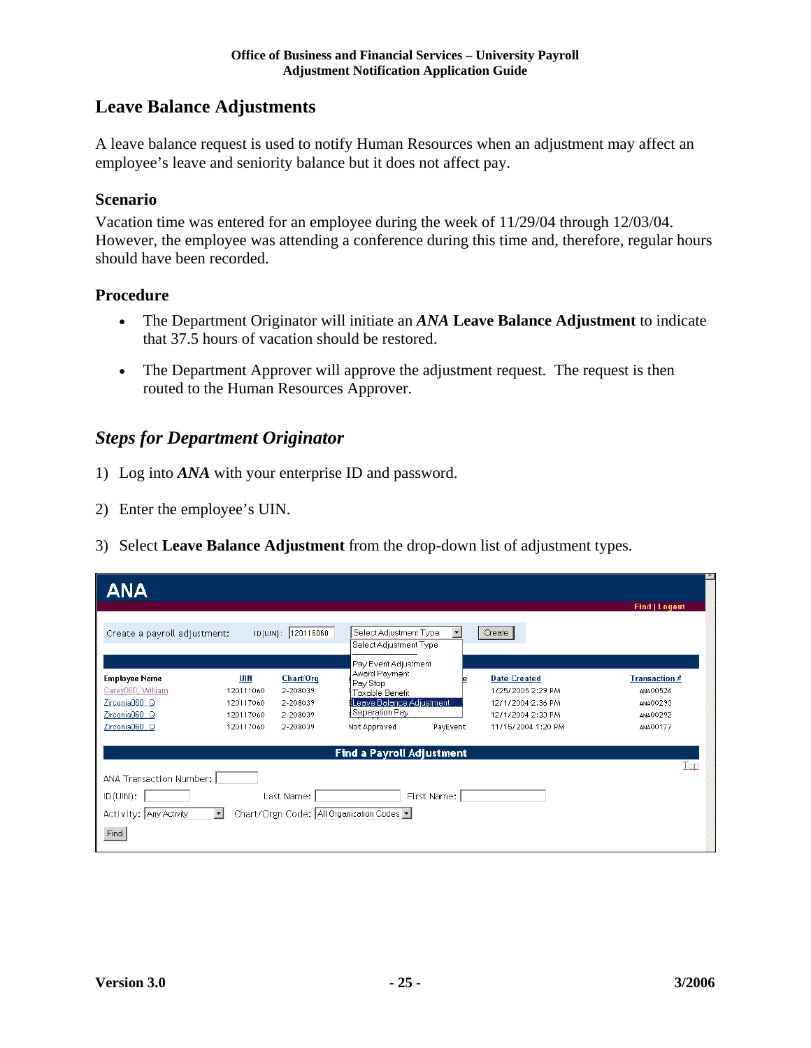## Leave Balance Adjustments

A leave balance request is used to notify Human Resources when an adjustment may affect an employee's leave and seniority balance but it does not affect pay.

### Scenario

Vacation time was entered for an employee during the week of 11/29/04 through 12/03/04. However, the employee was attending a conference during this time and, therefore, regular hours should have been recorded.

### Procedure

- The Department Originator will initiate an ***ANA*** **Leave Balance Adjustment** to indicate that 37.5 hours of vacation should be restored.
- The Department Approver will approve the adjustment request. The request is then routed to the Human Resources Approver.

## *Steps for Department Originator*

1) Log into ***ANA*** with your enterprise ID and password.

2) Enter the employee's UIN.

3) Select **Leave Balance Adjustment** from the drop-down list of adjustment types.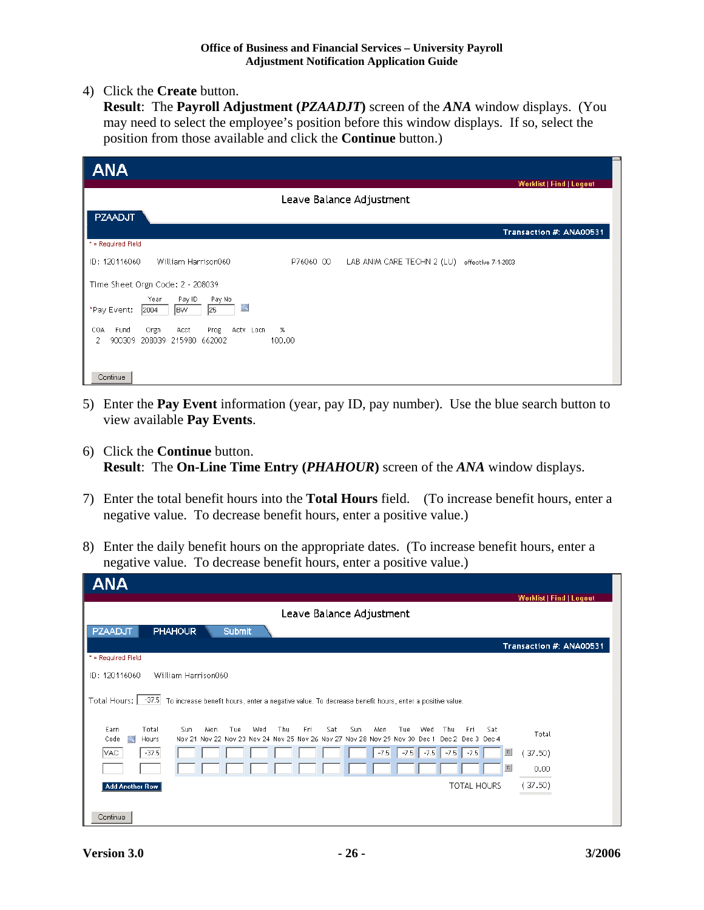4) Click the **Create** button.
   **Result**: The **Payroll Adjustment (*PZAADJT*)** screen of the ***ANA*** window displays. (You may need to select the employee's position before this window displays. If so, select the position from those available and click the **Continue** button.)

ANA

Worklist | Find | Logout

Leave Balance Adjustment

PZAADJT

Transaction #: ANA00531

\* = Required Field

ID: 120116060 William Harrison060 P76060 00 LAB ANIM CARE TECHN 2 (LU) effective 7-1-2003

Time Sheet Orgn Code: 2 - 208039

| | Year | Pay ID | Pay No |
|---|---|---|---|
| *Pay Event: | 2004 | BW | 25 |

| COA | Fund | Orgn | Acct | Prog | Actv | Locn | % |
|---|---|---|---|---|---|---|---|
| 2 | 900309 | 208039 | 215980 | 662002 | | | 100.00 |

Continue

5) Enter the **Pay Event** information (year, pay ID, pay number). Use the blue search button to view available **Pay Events**.

6) Click the **Continue** button.
   **Result**: The **On-Line Time Entry (*PHAHOUR*)** screen of the ***ANA*** window displays.

7) Enter the total benefit hours into the **Total Hours** field. (To increase benefit hours, enter a negative value. To decrease benefit hours, enter a positive value.)

8) Enter the daily benefit hours on the appropriate dates. (To increase benefit hours, enter a negative value. To decrease benefit hours, enter a positive value.)

ANA

Worklist | Find | Logout

Leave Balance Adjustment

PZAADJT PHAHOUR Submit

Transaction #: ANA00531

\* = Required Field

ID: 120116060 William Harrison060

Total Hours: -37.5 To increase benefit hours, enter a negative value. To decrease benefit hours, enter a positive value.

| Earn Code | Total Hours | Sun Nov 21 | Mon Nov 22 | Tue Nov 23 | Wed Nov 24 | Thu Nov 25 | Fri Nov 26 | Sat Nov 27 | Sun Nov 28 | Mon Nov 29 | Tue Nov 30 | Wed Dec 1 | Thu Dec 2 | Fri Dec 3 | Sat Dec 4 | Total |
|---|---|---|---|---|---|---|---|---|---|---|---|---|---|---|---|---|
| VAC | -37.5 | | | | | | | | | -7.5 | -7.5 | -7.5 | -7.5 | -7.5 | | (37.50) |
| | | | | | | | | | | | | | | | | 0.00 |
| Add Another Row | | | | | | | | | | | | | | | TOTAL HOURS | (37.50) |

Continue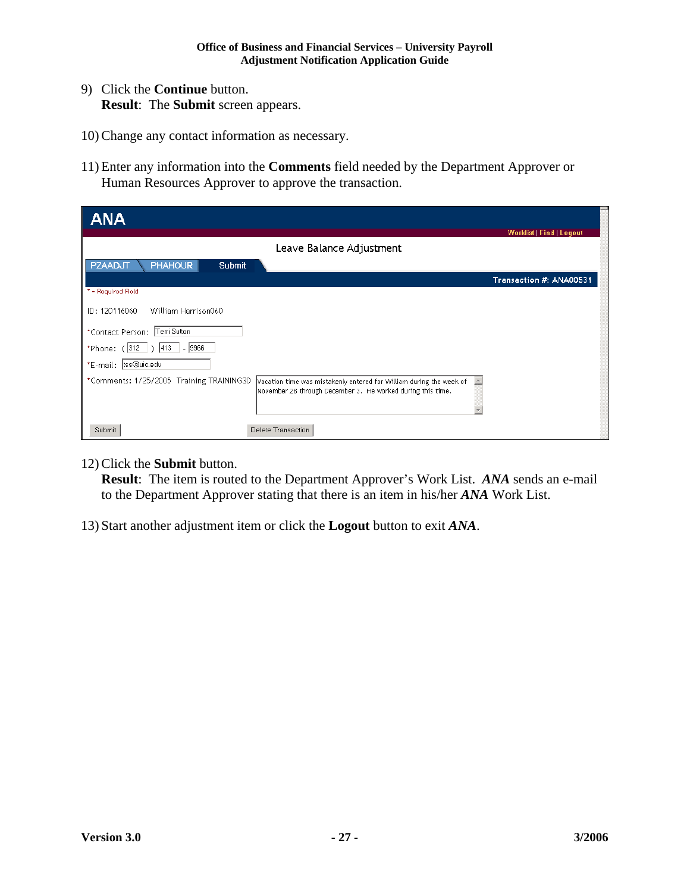9) Click the **Continue** button.
   **Result**: The **Submit** screen appears.

10) Change any contact information as necessary.

11) Enter any information into the **Comments** field needed by the Department Approver or Human Resources Approver to approve the transaction.

ANA

Worklist | Find | Logout

Leave Balance Adjustment

PZAADJT | PHAHOUR | Submit

Transaction #: ANA00531

* = Required Field

ID: 120116060 William Harrison060

*Contact Person: Terri Sutton

*Phone: ( 312 ) 413 - 8966

*E-mail: tss@uic.edu

*Comments: 1/25/2005 Training TRAINING30 Vacation time was mistakenly entered for William during the week of November 28 through December 3. He worked during this time.

Submit | Delete Transaction

12) Click the **Submit** button.
    **Result**: The item is routed to the Department Approver's Work List. ***ANA*** sends an e-mail to the Department Approver stating that there is an item in his/her ***ANA*** Work List.

13) Start another adjustment item or click the **Logout** button to exit ***ANA***.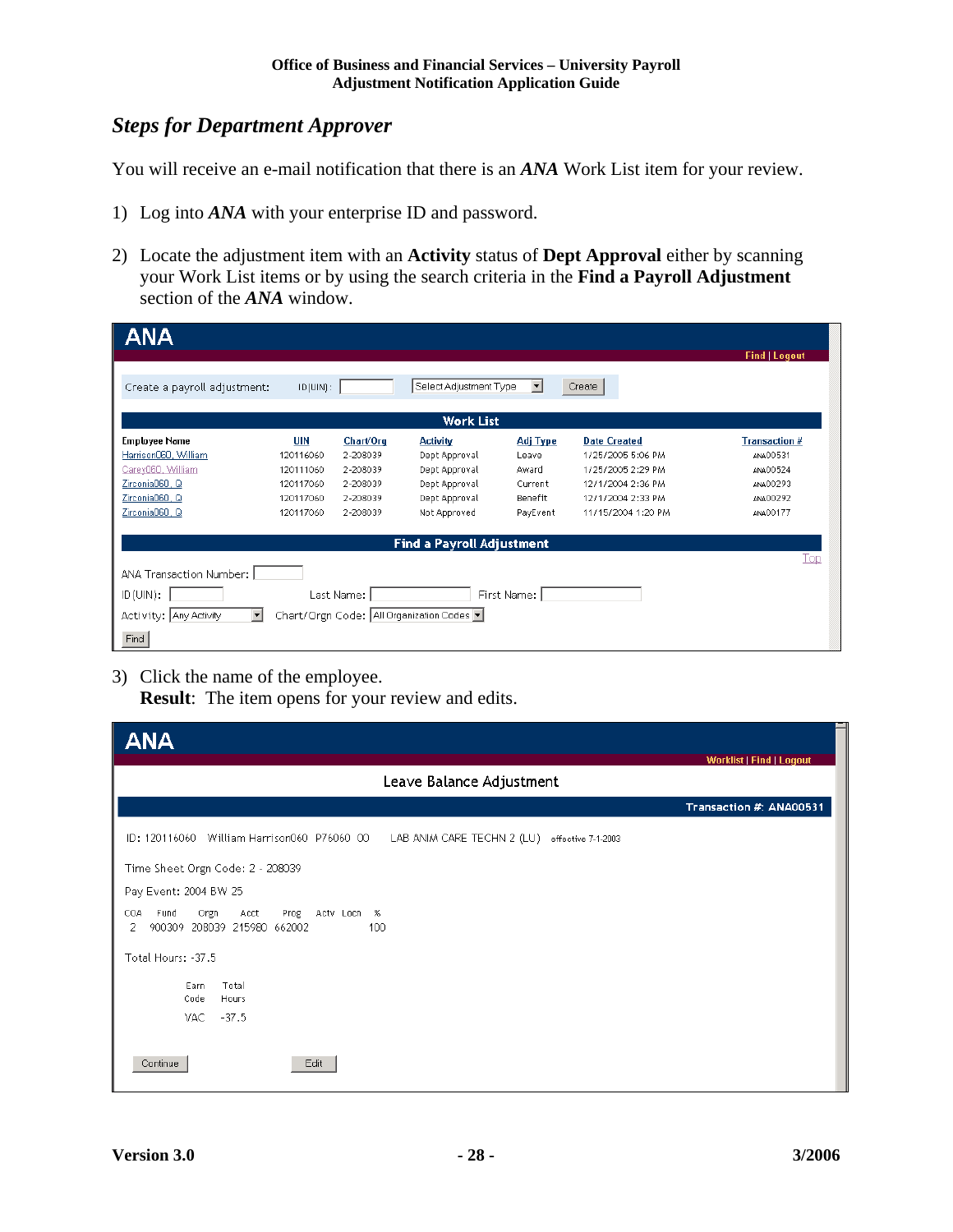## *Steps for Department Approver*

You will receive an e-mail notification that there is an ***ANA*** Work List item for your review.

1) Log into ***ANA*** with your enterprise ID and password.

2) Locate the adjustment item with an **Activity** status of **Dept Approval** either by scanning your Work List items or by using the search criteria in the **Find a Payroll Adjustment** section of the ***ANA*** window.

**ANA**

Find | Logout

Create a payroll adjustment: ID (UIN): [ ] Select Adjustment Type [Create]

**Work List**

| Employee Name | UIN | Chart/Org | Activity | Adj Type | Date Created | Transaction # |
|---|---|---|---|---|---|---|
| Harrison060, William | 120116060 | 2-208039 | Dept Approval | Leave | 1/25/2005 5:06 PM | ANA00531 |
| Carey060, William | 120111060 | 2-208039 | Dept Approval | Award | 1/25/2005 2:29 PM | ANA00524 |
| Zirconia060, Q | 120117060 | 2-208039 | Dept Approval | Current | 12/1/2004 2:36 PM | ANA00293 |
| Zirconia060, Q | 120117060 | 2-208039 | Dept Approval | Benefit | 12/1/2004 2:33 PM | ANA00292 |
| Zirconia060, Q | 120117060 | 2-208039 | Not Approved | PayEvent | 11/15/2004 1:20 PM | ANA00177 |

**Find a Payroll Adjustment**

Top

ANA Transaction Number: [ ]

ID (UIN): [ ] Last Name: [ ] First Name: [ ]

Activity: Any Activity Chart/Orgn Code: All Organization Codes

[Find]

3) Click the name of the employee.
   **Result**: The item opens for your review and edits.

**ANA**

Worklist | Find | Logout

Leave Balance Adjustment

Transaction #: ANA00531

ID: 120116060 William Harrison060 P76060 00 LAB ANIM CARE TECHN 2 (LU) effective 7-1-2003

Time Sheet Orgn Code: 2 - 208039

Pay Event: 2004 BW 25

| COA | Fund | Orgn | Acct | Prog | Actv | Locn | % |
|---|---|---|---|---|---|---|---|
| 2 | 900309 | 208039 | 215980 | 662002 | | | 100 |

Total Hours: -37.5

| Earn Code | Total Hours |
|---|---|
| VAC | -37.5 |

[Continue] [Edit]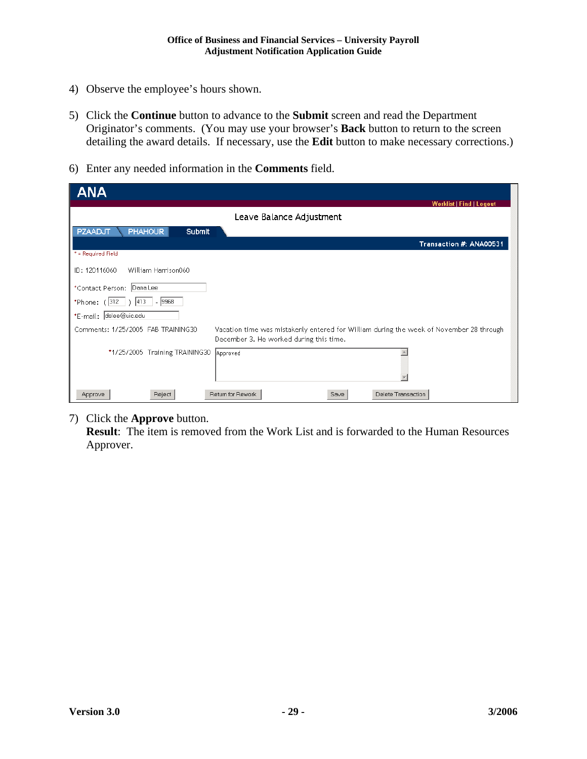4) Observe the employee's hours shown.

5) Click the **Continue** button to advance to the **Submit** screen and read the Department Originator's comments. (You may use your browser's **Back** button to return to the screen detailing the award details. If necessary, use the **Edit** button to make necessary corrections.)

6) Enter any needed information in the **Comments** field.

ANA

Worklist | Find | Logout

Leave Balance Adjustment

PZAADJT | PHAHOUR | Submit

Transaction #: ANA00531

* = Required Field

ID: 120116060 William Harrison060

*Contact Person: Dana Lee

*Phone: ( 312 ) 413 - 9968

*E-mail: dslee@uic.edu

Comments: 1/25/2005 FAB TRAINING30 Vacation time was mistakenly entered for William during the week of November 28 through December 3. He worked during this time.

*1/25/2005 Training TRAINING30 Approved

Approve | Reject | Return for Rework | Save | Delete Transaction

7) Click the **Approve** button.
   **Result**: The item is removed from the Work List and is forwarded to the Human Resources Approver.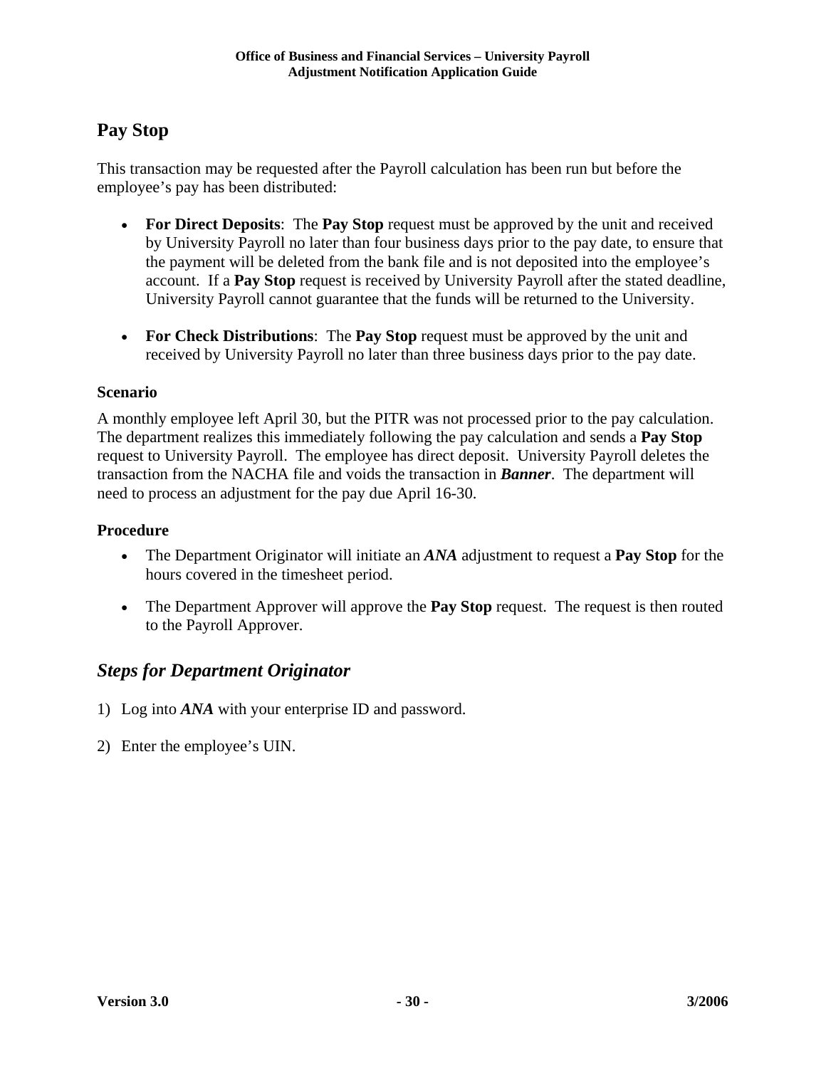## Pay Stop

This transaction may be requested after the Payroll calculation has been run but before the employee's pay has been distributed:

- **For Direct Deposits**: The **Pay Stop** request must be approved by the unit and received by University Payroll no later than four business days prior to the pay date, to ensure that the payment will be deleted from the bank file and is not deposited into the employee's account. If a **Pay Stop** request is received by University Payroll after the stated deadline, University Payroll cannot guarantee that the funds will be returned to the University.

- **For Check Distributions**: The **Pay Stop** request must be approved by the unit and received by University Payroll no later than three business days prior to the pay date.

### Scenario

A monthly employee left April 30, but the PITR was not processed prior to the pay calculation. The department realizes this immediately following the pay calculation and sends a **Pay Stop** request to University Payroll. The employee has direct deposit. University Payroll deletes the transaction from the NACHA file and voids the transaction in ***Banner***. The department will need to process an adjustment for the pay due April 16-30.

### Procedure

- The Department Originator will initiate an ***ANA*** adjustment to request a **Pay Stop** for the hours covered in the timesheet period.

- The Department Approver will approve the **Pay Stop** request. The request is then routed to the Payroll Approver.

## *Steps for Department Originator*

1) Log into ***ANA*** with your enterprise ID and password.

2) Enter the employee's UIN.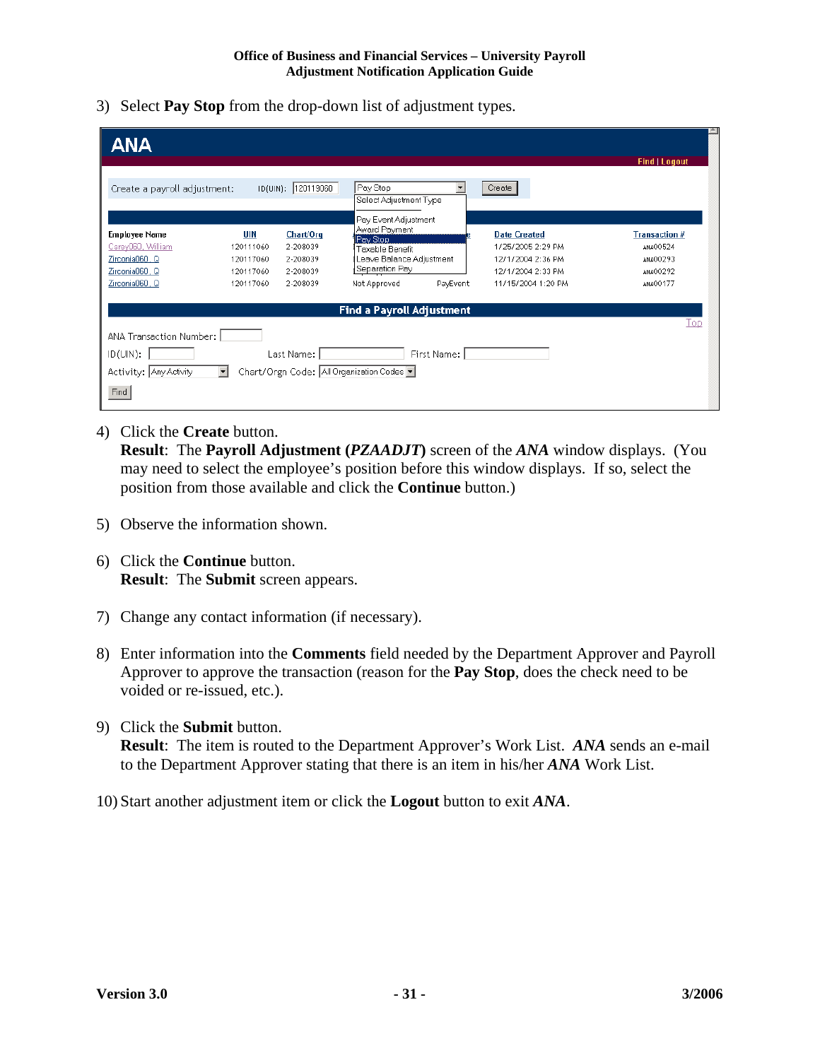3) Select **Pay Stop** from the drop-down list of adjustment types.

4) Click the **Create** button.
   **Result**: The **Payroll Adjustment (*PZAADJT*)** screen of the ***ANA*** window displays. (You may need to select the employee's position before this window displays. If so, select the position from those available and click the **Continue** button.)

5) Observe the information shown.

6) Click the **Continue** button.
   **Result**: The **Submit** screen appears.

7) Change any contact information (if necessary).

8) Enter information into the **Comments** field needed by the Department Approver and Payroll Approver to approve the transaction (reason for the **Pay Stop**, does the check need to be voided or re-issued, etc.).

9) Click the **Submit** button.
   **Result**: The item is routed to the Department Approver's Work List. ***ANA*** sends an e-mail to the Department Approver stating that there is an item in his/her ***ANA*** Work List.

10) Start another adjustment item or click the **Logout** button to exit ***ANA***.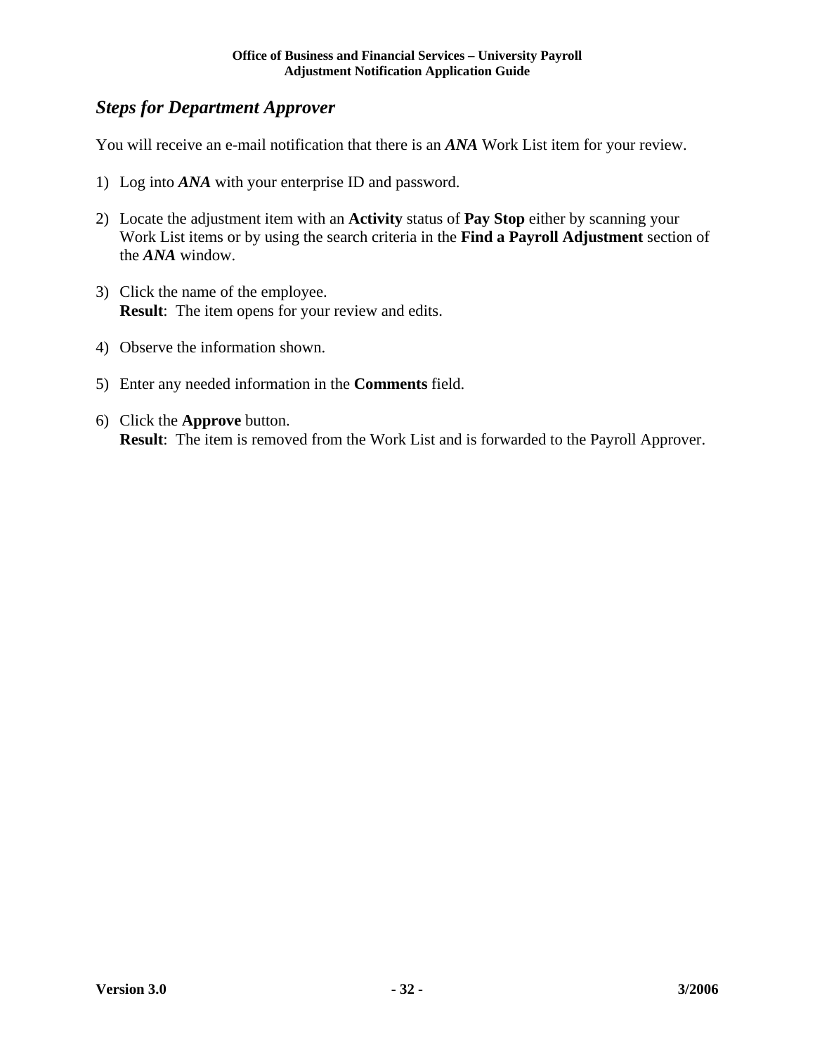### ***Steps for Department Approver***

You will receive an e-mail notification that there is an ***ANA*** Work List item for your review.

1) Log into ***ANA*** with your enterprise ID and password.

2) Locate the adjustment item with an **Activity** status of **Pay Stop** either by scanning your Work List items or by using the search criteria in the **Find a Payroll Adjustment** section of the ***ANA*** window.

3) Click the name of the employee.
   **Result**: The item opens for your review and edits.

4) Observe the information shown.

5) Enter any needed information in the **Comments** field.

6) Click the **Approve** button.
   **Result**: The item is removed from the Work List and is forwarded to the Payroll Approver.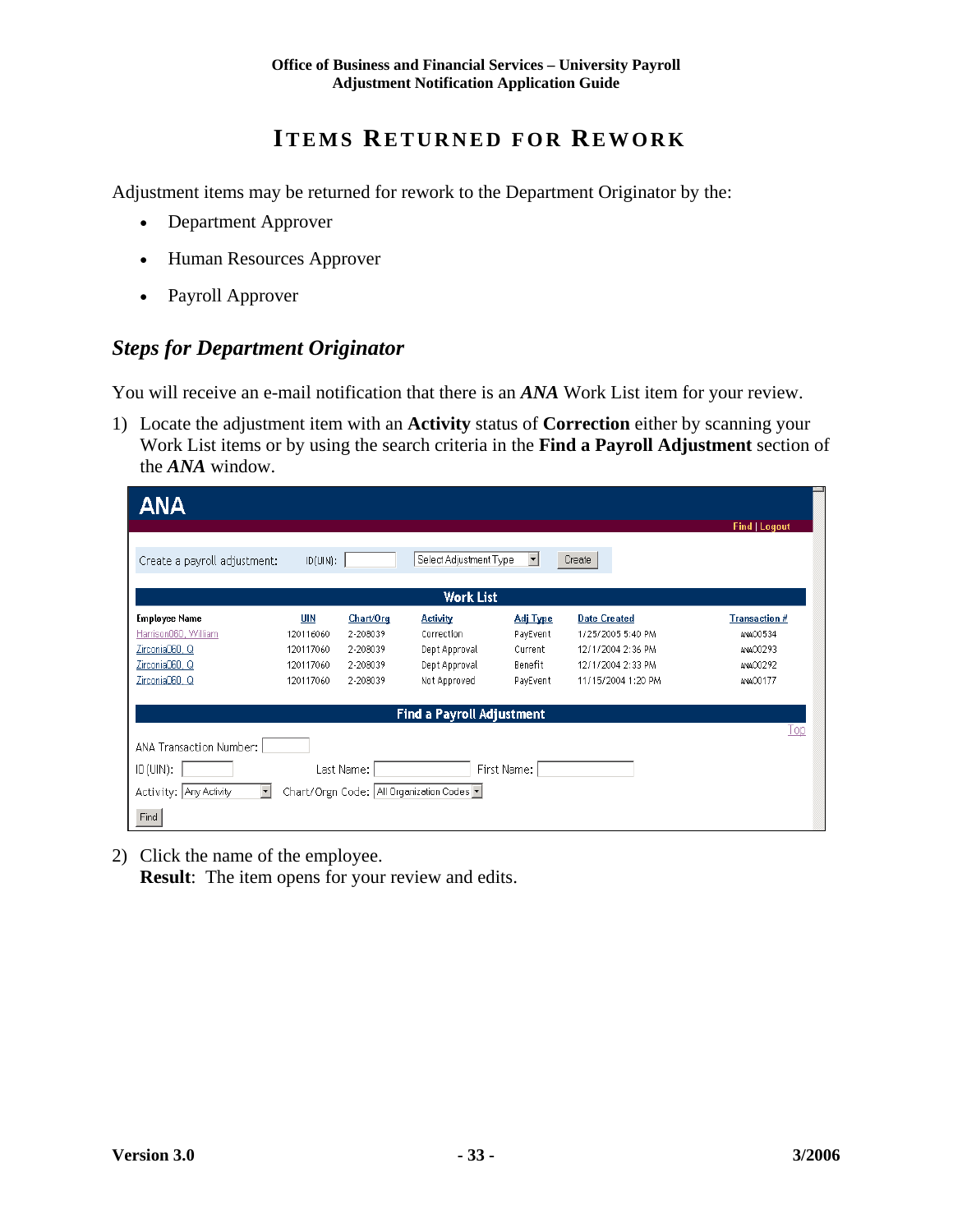# ITEMS RETURNED FOR REWORK

Adjustment items may be returned for rework to the Department Originator by the:

- Department Approver
- Human Resources Approver
- Payroll Approver

## *Steps for Department Originator*

You will receive an e-mail notification that there is an ***ANA*** Work List item for your review.

1) Locate the adjustment item with an **Activity** status of **Correction** either by scanning your Work List items or by using the search criteria in the **Find a Payroll Adjustment** section of the ***ANA*** window.

ANA

Find | Logout

Create a payroll adjustment: ID(UIN): [ ] Select Adjustment Type [Create]

**Work List**

| Employee Name | UIN | Chart/Org | Activity | Adj Type | Date Created | Transaction # |
|---|---|---|---|---|---|---|
| Harrison060, William | 120116060 | 2-208039 | Correction | PayEvent | 1/25/2005 5:40 PM | ANA00534 |
| Zirconia060, Q | 120117060 | 2-208039 | Dept Approval | Current | 12/1/2004 2:36 PM | ANA00293 |
| Zirconia060, Q | 120117060 | 2-208039 | Dept Approval | Benefit | 12/1/2004 2:33 PM | ANA00292 |
| Zirconia060, Q | 120117060 | 2-208039 | Not Approved | PayEvent | 11/15/2004 1:20 PM | ANA00177 |

**Find a Payroll Adjustment**

Top

ANA Transaction Number: [ ]

ID (UIN): [ ] Last Name: [ ] First Name: [ ]

Activity: Any Activity Chart/Orgn Code: All Organization Codes

[Find]

2) Click the name of the employee.
   **Result**: The item opens for your review and edits.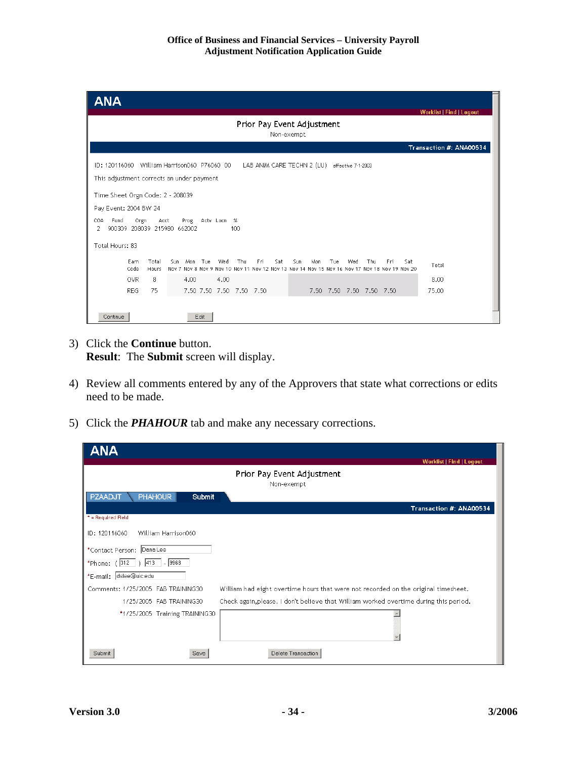**ANA**

Worklist | Find | Logout

Prior Pay Event Adjustment

Non-exempt

Transaction #: ANA00534

ID: 120116060 William Harrison060 P76060 00 LAB ANIM CARE TECHN 2 (LU) effective 7-1-2003

This adjustment corrects an under payment

Time Sheet Orgn Code: 2 - 208039

Pay Event: 2004 BW 24

| COA | Fund | Orgn | Acct | Prog | Actv | Locn | % |
|---|---|---|---|---|---|---|---|
| 2 | 900309 | 208039 | 215980 | 662002 | | | 100 |

Total Hours: 83

| Earn Code | Total Hours | Sun Nov 7 | Mon Nov 8 | Tue Nov 9 | Wed Nov 10 | Thu Nov 11 | Fri Nov 12 | Sat Nov 13 | Sun Nov 14 | Mon Nov 15 | Tue Nov 16 | Wed Nov 17 | Thu Nov 18 | Fri Nov 19 | Sat Nov 20 | Total |
|---|---|---|---|---|---|---|---|---|---|---|---|---|---|---|---|---|
| OVR | 8 | | 4.00 | | 4.00 | | | | | | | | | | | 8.00 |
| REG | 75 | | 7.50 | 7.50 | 7.50 | 7.50 | 7.50 | | | 7.50 | 7.50 | 7.50 | 7.50 | 7.50 | | 75.00 |

Continue | Edit

3) Click the **Continue** button.
   **Result**: The **Submit** screen will display.

4) Review all comments entered by any of the Approvers that state what corrections or edits need to be made.

5) Click the ***PHAHOUR*** tab and make any necessary corrections.

**ANA**

Worklist | Find | Logout

Prior Pay Event Adjustment

Non-exempt

PZAADJT | PHAHOUR | Submit

Transaction #: ANA00534

\* = Required Field

ID: 120116060 William Harrison060

\*Contact Person: Dana Lee

\*Phone: ( 312 ) 413 - 9968

\*E-mail: dslee@uic.edu

Comments: 1/25/2005 FAB TRAINING30 William had eight overtime hours that were not recorded on the original timesheet.

1/25/2005 FAB TRAINING30 Check again,please. I don't believe that William worked overtime during this period.

\*1/25/2005 Training TRAINING30

Submit | Save | Delete Transaction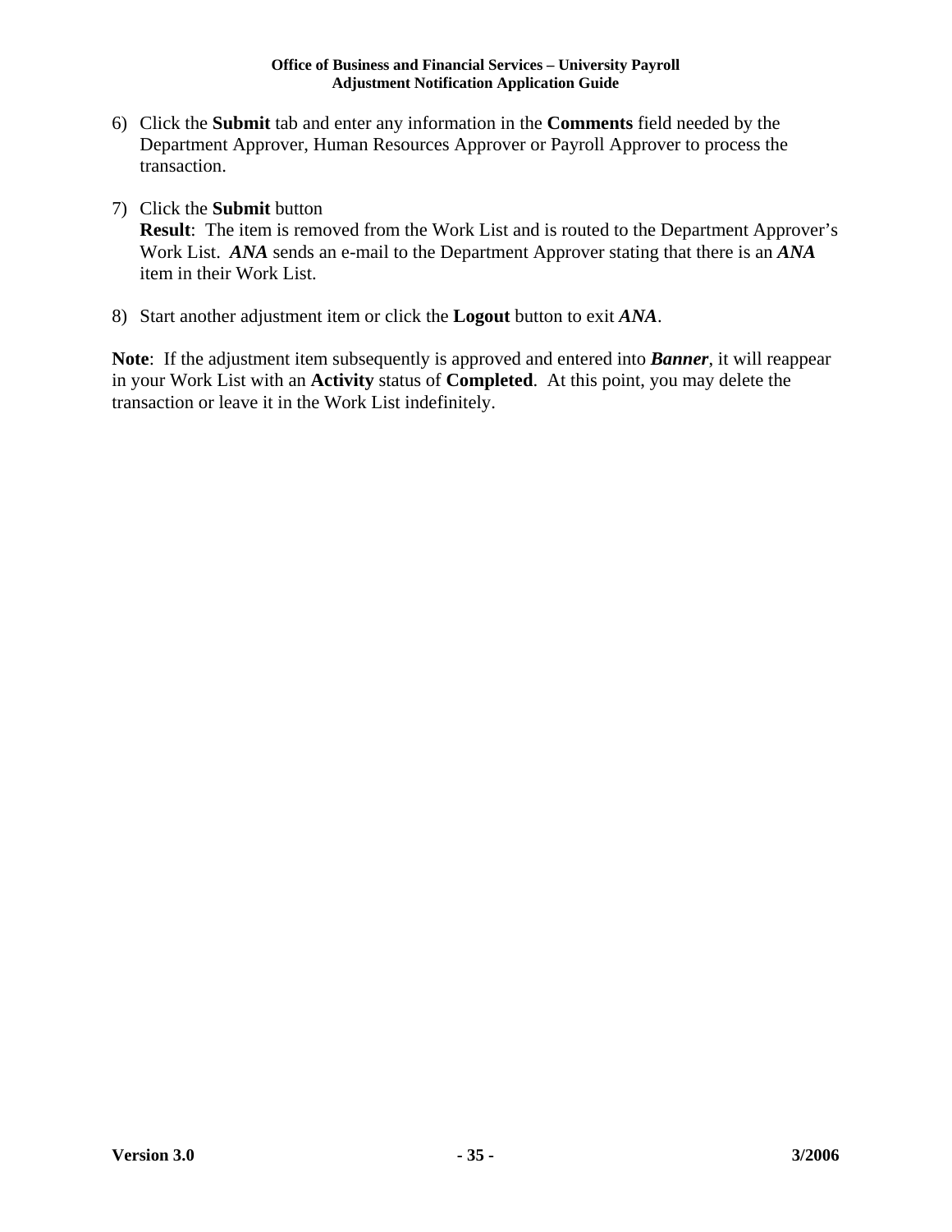6) Click the **Submit** tab and enter any information in the **Comments** field needed by the Department Approver, Human Resources Approver or Payroll Approver to process the transaction.

7) Click the **Submit** button
   **Result**:  The item is removed from the Work List and is routed to the Department Approver's Work List.  ***ANA*** sends an e-mail to the Department Approver stating that there is an ***ANA*** item in their Work List.

8) Start another adjustment item or click the **Logout** button to exit ***ANA***.

**Note**:  If the adjustment item subsequently is approved and entered into ***Banner***, it will reappear in your Work List with an **Activity** status of **Completed**.  At this point, you may delete the transaction or leave it in the Work List indefinitely.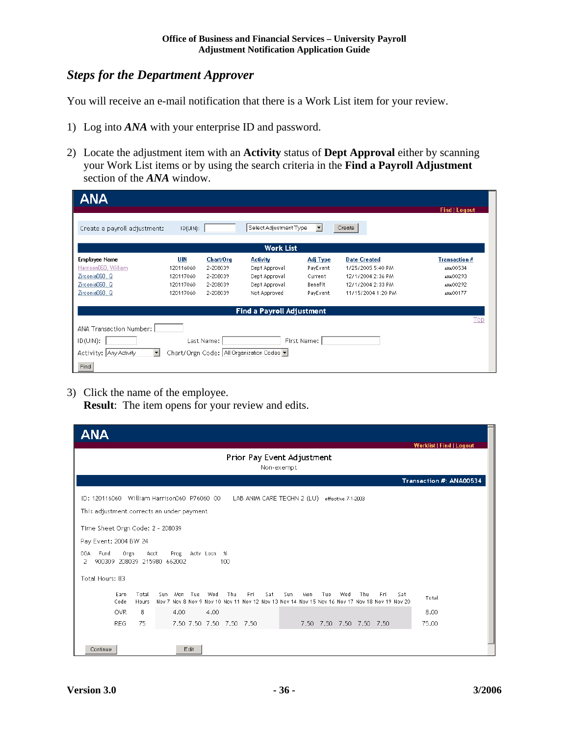## *Steps for the Department Approver*

You will receive an e-mail notification that there is a Work List item for your review.

1) Log into ***ANA*** with your enterprise ID and password.

2) Locate the adjustment item with an **Activity** status of **Dept Approval** either by scanning your Work List items or by using the search criteria in the **Find a Payroll Adjustment** section of the ***ANA*** window.

ANA

Find | Logout

Create a payroll adjustment: ID(UIN): Select Adjustment Type Create

**Work List**

| Employee Name | UIN | Chart/Org | Activity | Adj Type | Date Created | Transaction # |
|---|---|---|---|---|---|---|
| Harrison060, William | 120116060 | 2-208039 | Dept Approval | PayEvent | 1/25/2005 5:40 PM | ANA00534 |
| Zirconia060, Q | 120117060 | 2-208039 | Dept Approval | Current | 12/1/2004 2:36 PM | ANA00293 |
| Zirconia060, Q | 120117060 | 2-208039 | Dept Approval | Benefit | 12/1/2004 2:33 PM | ANA00292 |
| Zirconia060, Q | 120117060 | 2-208039 | Not Approved | PayEvent | 11/15/2004 1:20 PM | ANA00177 |

**Find a Payroll Adjustment**

Top

ANA Transaction Number:

ID(UIN): Last Name: First Name:

Activity: Any Activity Chart/Orgn Code: All Organization Codes

Find

3) Click the name of the employee.
**Result**: The item opens for your review and edits.

ANA

Worklist | Find | Logout

Prior Pay Event Adjustment
Non-exempt

Transaction #: ANA00534

ID: 120116060 William Harrison060 P76060 00 LAB ANIM CARE TECHN 2 (LU) effective 7-1-2003

This adjustment corrects an under payment

Time Sheet Orgn Code: 2 - 208039

Pay Event: 2004 BW 24

| COA | Fund | Orgn | Acct | Prog | Actv | Locn | % |
|---|---|---|---|---|---|---|---|
| 2 | 900309 | 208039 | 215980 | 662002 | | | 100 |

Total Hours: 83

| Earn Code | Total Hours | Sun Nov 7 | Mon Nov 8 | Tue Nov 9 | Wed Nov 10 | Thu Nov 11 | Fri Nov 12 | Sat Nov 13 | Sun Nov 14 | Mon Nov 15 | Tue Nov 16 | Wed Nov 17 | Thu Nov 18 | Fri Nov 19 | Sat Nov 20 | Total |
|---|---|---|---|---|---|---|---|---|---|---|---|---|---|---|---|---|
| OVR | 8 | | 4.00 | | 4.00 | | | | | | | | | | | 8.00 |
| REG | 75 | | 7.50 | 7.50 | 7.50 | 7.50 | 7.50 | | | 7.50 | 7.50 | 7.50 | 7.50 | 7.50 | | 75.00 |

Continue Edit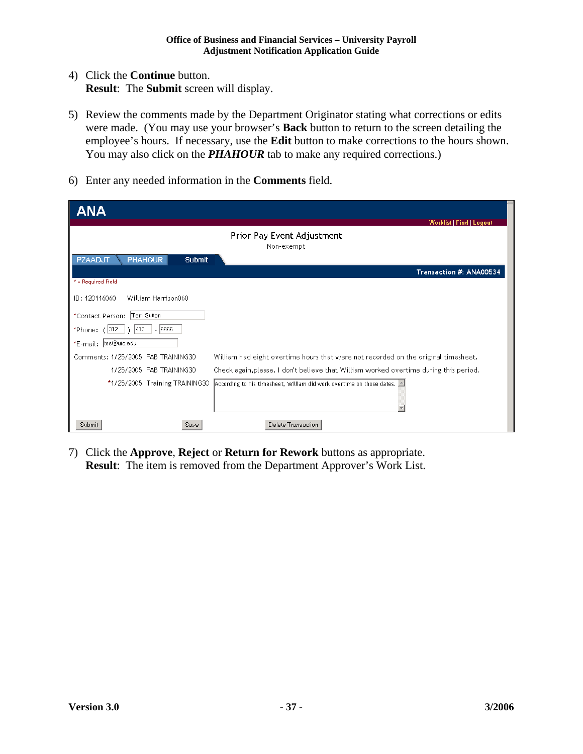4) Click the **Continue** button.
   **Result**: The **Submit** screen will display.

5) Review the comments made by the Department Originator stating what corrections or edits were made. (You may use your browser's **Back** button to return to the screen detailing the employee's hours. If necessary, use the **Edit** button to make corrections to the hours shown. You may also click on the ***PHAHOUR*** tab to make any required corrections.)

6) Enter any needed information in the **Comments** field.

ANA

Worklist | Find | Logout

Prior Pay Event Adjustment
Non-exempt

PZAADJT | PHAHOUR | Submit

Transaction #: ANA00534

* = Required Field

ID: 120116060 William Harrison060

*Contact Person: Terri Sutton

*Phone: ( 312 ) 413 - 9966

*E-mail: tss@uic.edu

| Comments: 1/25/2005 FAB TRAINING30 | William had eight overtime hours that were not recorded on the original timesheet. |
|---|---|
| 1/25/2005 FAB TRAINING30 | Check again,please. I don't believe that William worked overtime during this period. |
| *1/25/2005 Training TRAINING30 | According to his timesheet, William did work overtime on those dates. |

Submit | Save | Delete Transaction

7) Click the **Approve**, **Reject** or **Return for Rework** buttons as appropriate.
   **Result**: The item is removed from the Department Approver's Work List.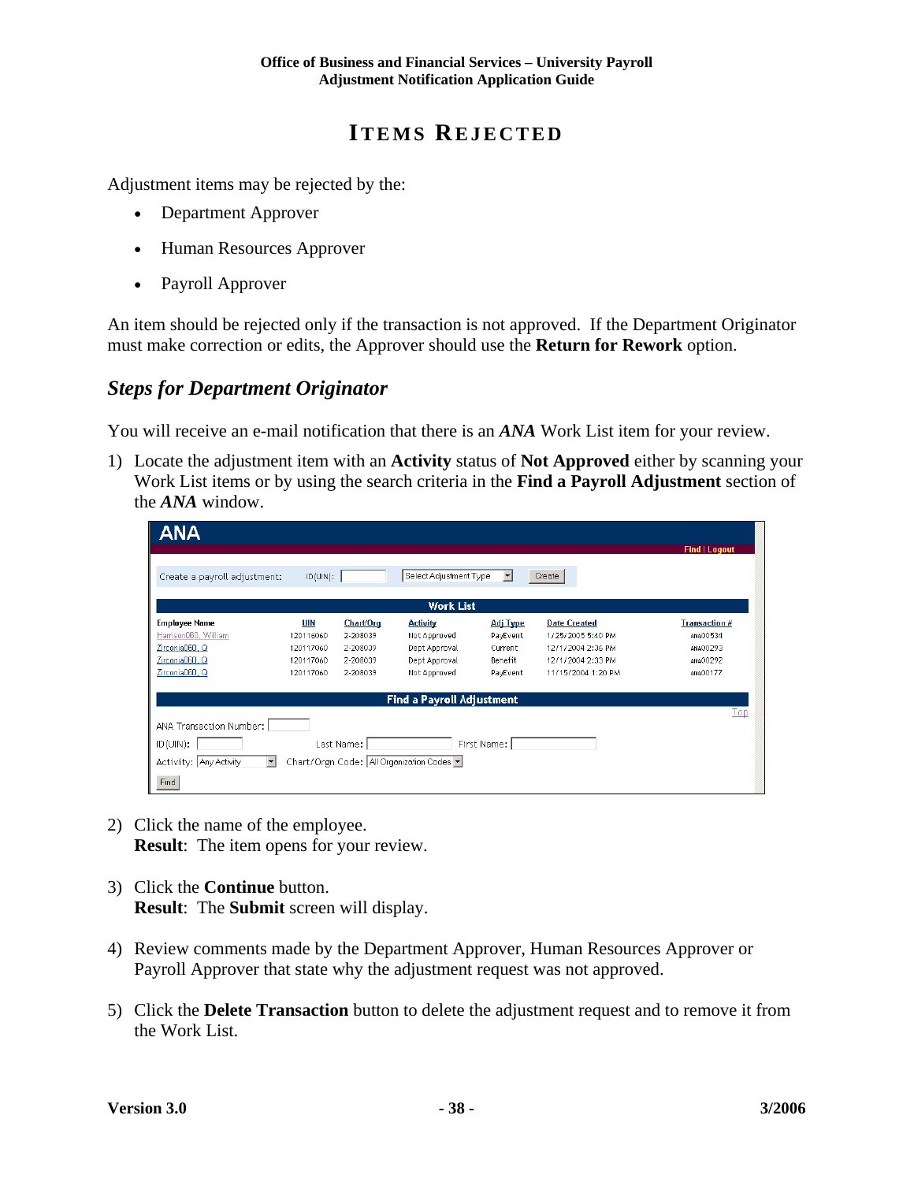# ITEMS REJECTED

Adjustment items may be rejected by the:

- Department Approver
- Human Resources Approver
- Payroll Approver

An item should be rejected only if the transaction is not approved. If the Department Originator must make correction or edits, the Approver should use the **Return for Rework** option.

## *Steps for Department Originator*

You will receive an e-mail notification that there is an ***ANA*** Work List item for your review.

1) Locate the adjustment item with an **Activity** status of **Not Approved** either by scanning your Work List items or by using the search criteria in the **Find a Payroll Adjustment** section of the ***ANA*** window.

ANA

Find | Logout

Create a payroll adjustment: ID(UIN): Select Adjustment Type Create

**Work List**

| Employee Name | UIN | Chart/Org | Activity | Adj Type | Date Created | Transaction # |
|---|---|---|---|---|---|---|
| Harrison060, William | 120116060 | 2-208039 | Not Approved | PayEvent | 1/25/2005 5:40 PM | ANA00534 |
| Zirconia060, Q | 120117060 | 2-208039 | Dept Approval | Current | 12/1/2004 2:36 PM | ANA00293 |
| Zirconia060, Q | 120117060 | 2-208039 | Dept Approval | Benefit | 12/1/2004 2:33 PM | ANA00292 |
| Zirconia060, Q | 120117060 | 2-208039 | Not Approved | PayEvent | 11/15/2004 1:20 PM | ANA00177 |

**Find a Payroll Adjustment**

Top

ANA Transaction Number:

ID(UIN): Last Name: First Name:

Activity: Any Activity Chart/Orgn Code: All Organization Codes

Find

2) Click the name of the employee.
   **Result**: The item opens for your review.

3) Click the **Continue** button.
   **Result**: The **Submit** screen will display.

4) Review comments made by the Department Approver, Human Resources Approver or Payroll Approver that state why the adjustment request was not approved.

5) Click the **Delete Transaction** button to delete the adjustment request and to remove it from the Work List.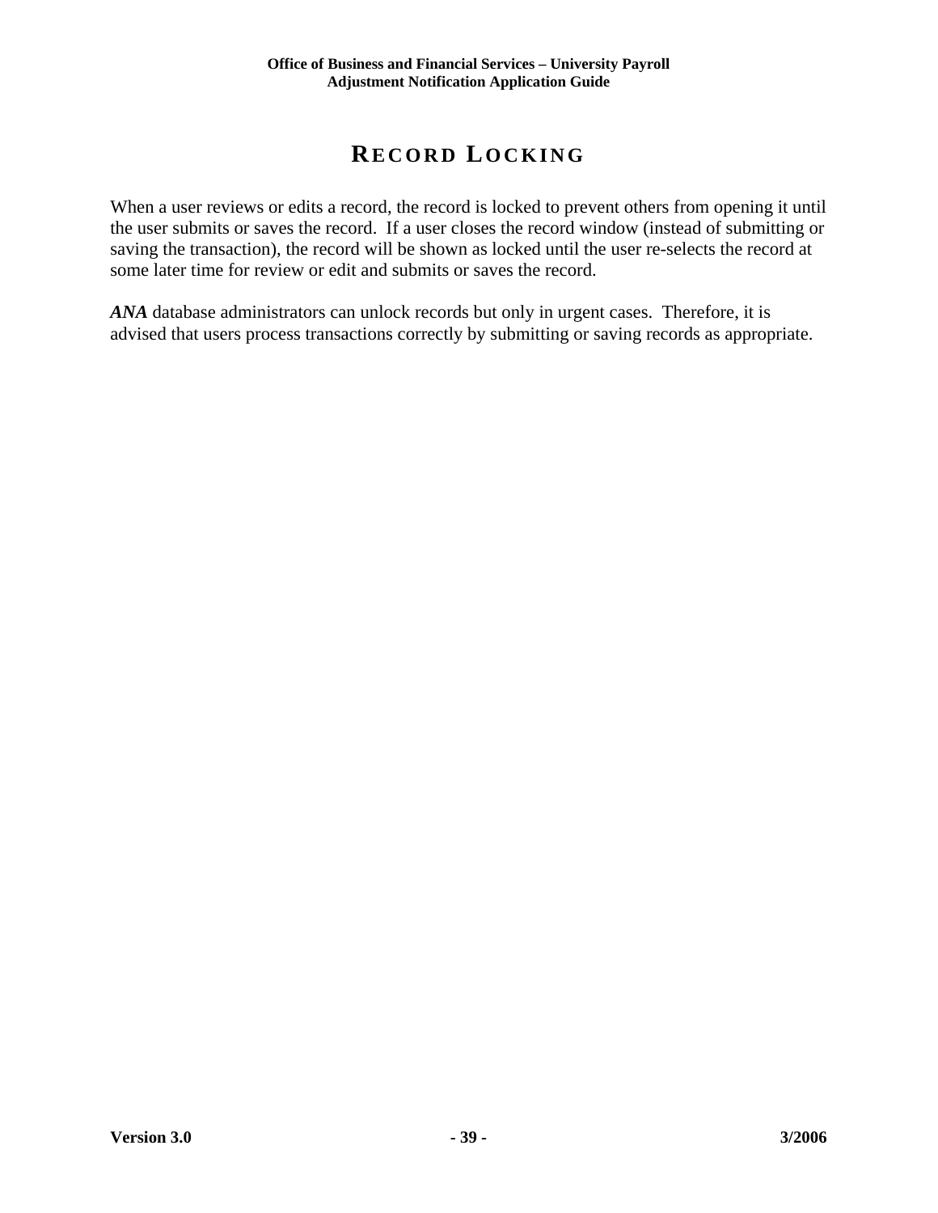# Record Locking

When a user reviews or edits a record, the record is locked to prevent others from opening it until the user submits or saves the record.  If a user closes the record window (instead of submitting or saving the transaction), the record will be shown as locked until the user re-selects the record at some later time for review or edit and submits or saves the record.

***ANA*** database administrators can unlock records but only in urgent cases.  Therefore, it is advised that users process transactions correctly by submitting or saving records as appropriate.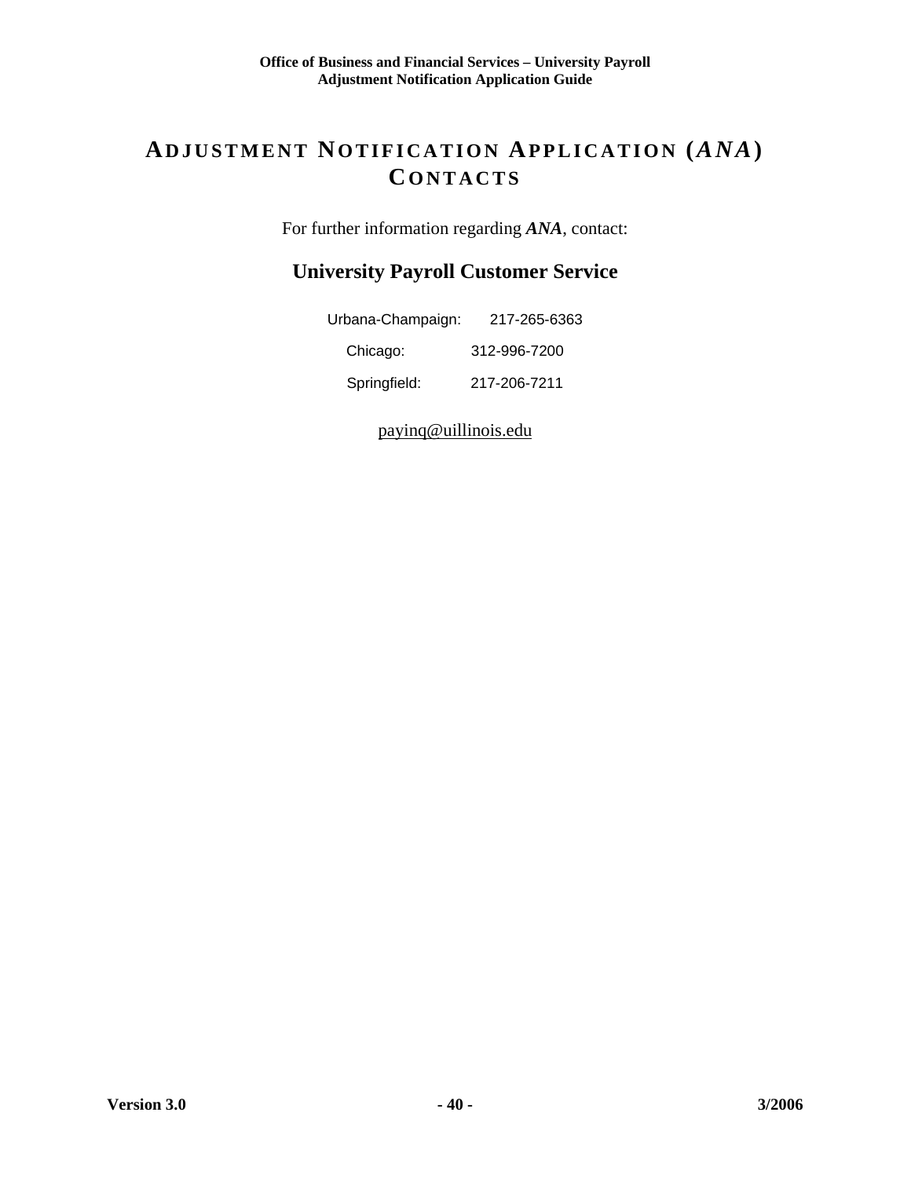# ADJUSTMENT NOTIFICATION APPLICATION (*ANA*) CONTACTS

For further information regarding ***ANA***, contact:

## University Payroll Customer Service

| | |
|---|---|
| Urbana-Champaign: | 217-265-6363 |
| Chicago: | 312-996-7200 |
| Springfield: | 217-206-7211 |

payinq@uillinois.edu